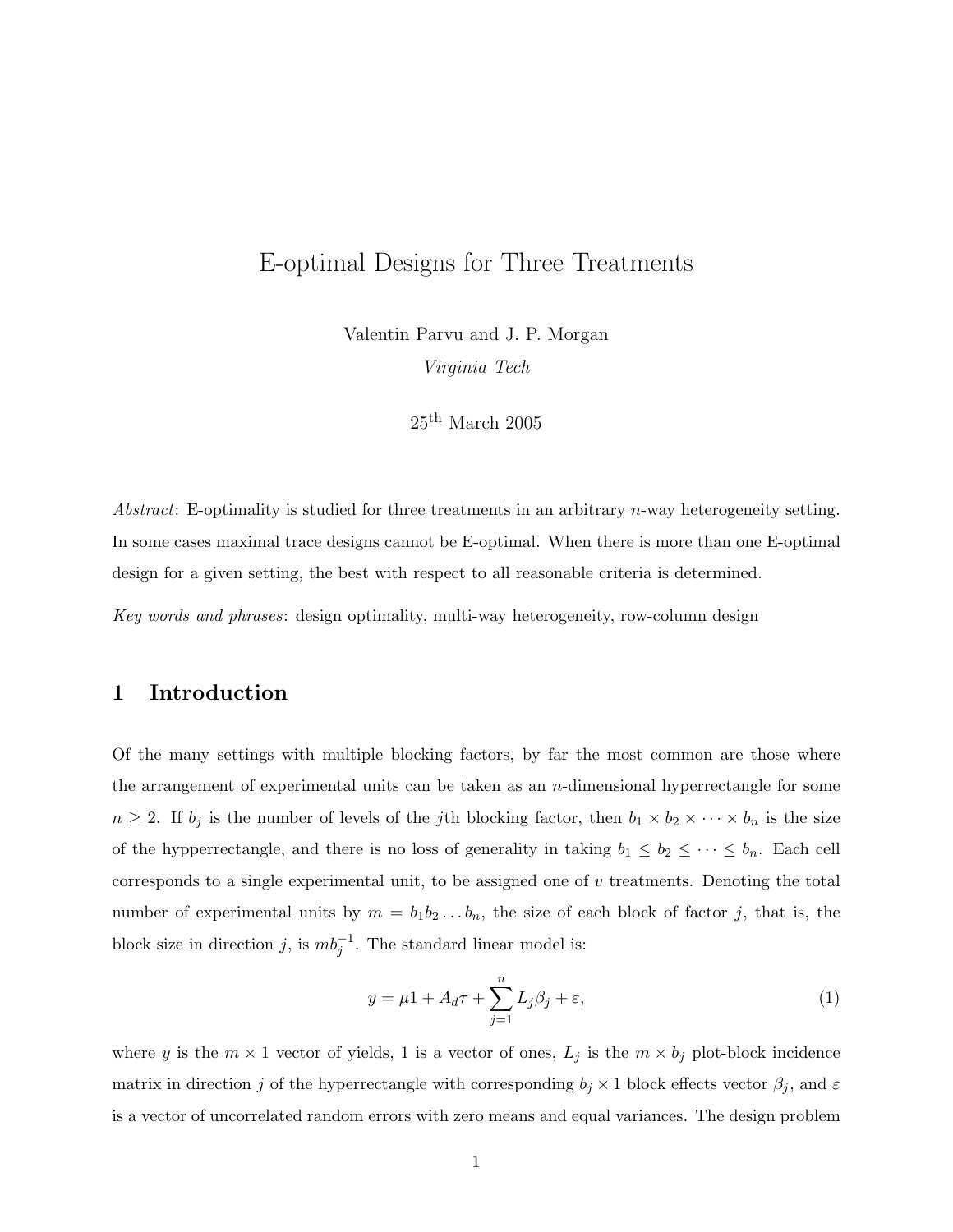# E-optimal Designs for Three Treatments

Valentin Parvu and J. P. Morgan

*Virginia Tech*

25th March 2005

*Abstract*: E-optimality is studied for three treatments in an arbitrary $n$-way heterogeneity setting. In some cases maximal trace designs cannot be E-optimal. When there is more than one E-optimal design for a given setting, the best with respect to all reasonable criteria is determined.

*Key words and phrases*: design optimality, multi-way heterogeneity, row-column design

## 1 Introduction

Of the many settings with multiple blocking factors, by far the most common are those where the arrangement of experimental units can be taken as an $n$-dimensional hyperrectangle for some $n \geq 2$. If $b_j$ is the number of levels of the $j$th blocking factor, then $b_1 \times b_2 \times \cdots \times b_n$ is the size of the hypperrectangle, and there is no loss of generality in taking $b_1 \leq b_2 \leq \cdots \leq b_n$. Each cell corresponds to a single experimental unit, to be assigned one of $v$ treatments. Denoting the total number of experimental units by $m = b_1 b_2 \ldots b_n$, the size of each block of factor $j$, that is, the block size in direction $j$, is $m b_j^{-1}$. The standard linear model is:

$$y = \mu 1 + A_d \tau + \sum_{j=1}^{n} L_j \beta_j + \varepsilon, \tag{1}$$

where $y$ is the $m \times 1$ vector of yields, 1 is a vector of ones, $L_j$ is the $m \times b_j$ plot-block incidence matrix in direction $j$ of the hyperrectangle with corresponding $b_j \times 1$ block effects vector $\beta_j$, and $\varepsilon$ is a vector of uncorrelated random errors with zero means and equal variances. The design problem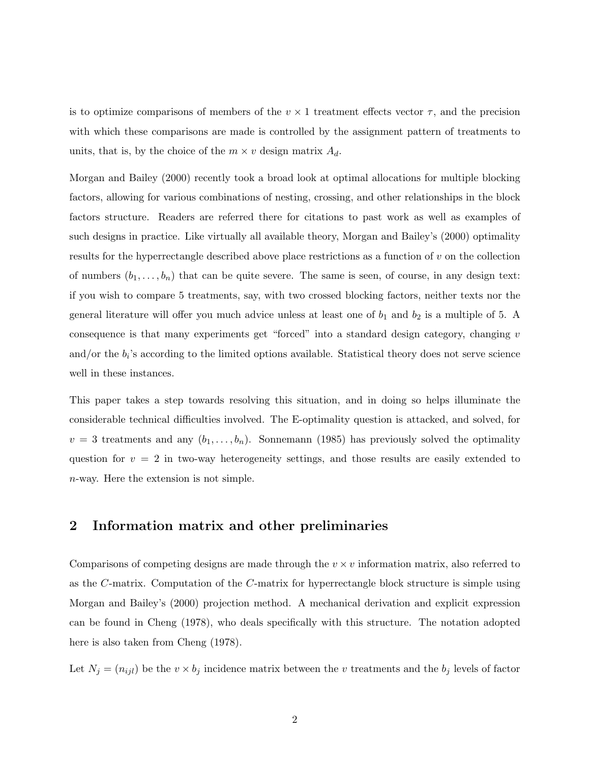is to optimize comparisons of members of the $v \times 1$ treatment effects vector $\tau$, and the precision with which these comparisons are made is controlled by the assignment pattern of treatments to units, that is, by the choice of the $m \times v$ design matrix $A_d$.

Morgan and Bailey (2000) recently took a broad look at optimal allocations for multiple blocking factors, allowing for various combinations of nesting, crossing, and other relationships in the block factors structure. Readers are referred there for citations to past work as well as examples of such designs in practice. Like virtually all available theory, Morgan and Bailey's (2000) optimality results for the hyperrectangle described above place restrictions as a function of $v$ on the collection of numbers $(b_1, \ldots, b_n)$ that can be quite severe. The same is seen, of course, in any design text: if you wish to compare 5 treatments, say, with two crossed blocking factors, neither texts nor the general literature will offer you much advice unless at least one of $b_1$ and $b_2$ is a multiple of 5. A consequence is that many experiments get "forced" into a standard design category, changing $v$ and/or the $b_i$'s according to the limited options available. Statistical theory does not serve science well in these instances.

This paper takes a step towards resolving this situation, and in doing so helps illuminate the considerable technical difficulties involved. The E-optimality question is attacked, and solved, for $v = 3$ treatments and any $(b_1, \ldots, b_n)$. Sonnemann (1985) has previously solved the optimality question for $v = 2$ in two-way heterogeneity settings, and those results are easily extended to $n$-way. Here the extension is not simple.

## 2 Information matrix and other preliminaries

Comparisons of competing designs are made through the $v \times v$ information matrix, also referred to as the $C$-matrix. Computation of the $C$-matrix for hyperrectangle block structure is simple using Morgan and Bailey's (2000) projection method. A mechanical derivation and explicit expression can be found in Cheng (1978), who deals specifically with this structure. The notation adopted here is also taken from Cheng (1978).

Let $N_j = (n_{ijl})$ be the $v \times b_j$ incidence matrix between the $v$ treatments and the $b_j$ levels of factor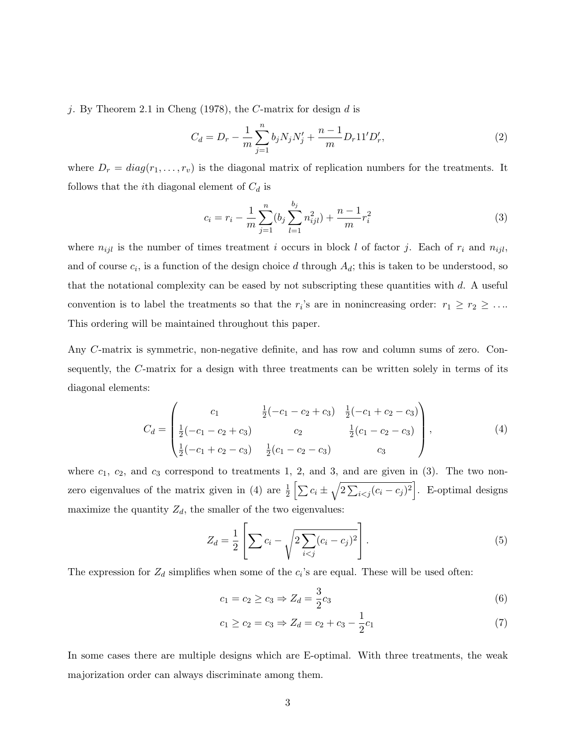$j$. By Theorem 2.1 in Cheng (1978), the $C$-matrix for design $d$ is

$$C_d = D_r - \frac{1}{m}\sum_{j=1}^{n} b_j N_j N_j' + \frac{n-1}{m} D_r 11' D_r', \tag{2}$$

where $D_r = diag(r_1, \ldots, r_v)$ is the diagonal matrix of replication numbers for the treatments. It follows that the $i$th diagonal element of $C_d$ is

$$c_i = r_i - \frac{1}{m}\sum_{j=1}^{n}(b_j \sum_{l=1}^{b_j} n_{ijl}^2) + \frac{n-1}{m} r_i^2 \tag{3}$$

where $n_{ijl}$ is the number of times treatment $i$ occurs in block $l$ of factor $j$. Each of $r_i$ and $n_{ijl}$, and of course $c_i$, is a function of the design choice $d$ through $A_d$; this is taken to be understood, so that the notational complexity can be eased by not subscripting these quantities with $d$. A useful convention is to label the treatments so that the $r_i$'s are in nonincreasing order: $r_1 \geq r_2 \geq \ldots$. This ordering will be maintained throughout this paper.

Any $C$-matrix is symmetric, non-negative definite, and has row and column sums of zero. Consequently, the $C$-matrix for a design with three treatments can be written solely in terms of its diagonal elements:

$$C_d = \begin{pmatrix} c_1 & \frac{1}{2}(-c_1 - c_2 + c_3) & \frac{1}{2}(-c_1 + c_2 - c_3) \\ \frac{1}{2}(-c_1 - c_2 + c_3) & c_2 & \frac{1}{2}(c_1 - c_2 - c_3) \\ \frac{1}{2}(-c_1 + c_2 - c_3) & \frac{1}{2}(c_1 - c_2 - c_3) & c_3 \end{pmatrix}, \tag{4}$$

where $c_1$, $c_2$, and $c_3$ correspond to treatments 1, 2, and 3, and are given in (3). The two non-zero eigenvalues of the matrix given in (4) are $\frac{1}{2}\left[\sum c_i \pm \sqrt{2\sum_{i<j}(c_i - c_j)^2}\right]$. E-optimal designs maximize the quantity $Z_d$, the smaller of the two eigenvalues:

$$Z_d = \frac{1}{2}\left[\sum c_i - \sqrt{2\sum_{i<j}(c_i - c_j)^2}\right]. \tag{5}$$

The expression for $Z_d$ simplifies when some of the $c_i$'s are equal. These will be used often:

$$c_1 = c_2 \geq c_3 \Rightarrow Z_d = \frac{3}{2}c_3 \tag{6}$$

$$c_1 \geq c_2 = c_3 \Rightarrow Z_d = c_2 + c_3 - \frac{1}{2}c_1 \tag{7}$$

In some cases there are multiple designs which are E-optimal. With three treatments, the weak majorization order can always discriminate among them.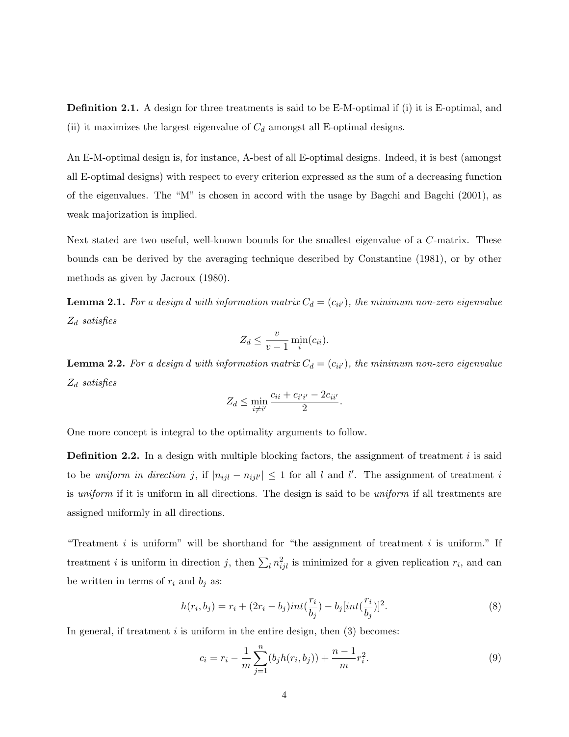**Definition 2.1.** A design for three treatments is said to be E-M-optimal if (i) it is E-optimal, and (ii) it maximizes the largest eigenvalue of $C_d$ amongst all E-optimal designs.

An E-M-optimal design is, for instance, A-best of all E-optimal designs. Indeed, it is best (amongst all E-optimal designs) with respect to every criterion expressed as the sum of a decreasing function of the eigenvalues. The "M" is chosen in accord with the usage by Bagchi and Bagchi (2001), as weak majorization is implied.

Next stated are two useful, well-known bounds for the smallest eigenvalue of a $C$-matrix. These bounds can be derived by the averaging technique described by Constantine (1981), or by other methods as given by Jacroux (1980).

**Lemma 2.1.** *For a design $d$ with information matrix $C_d = (c_{ii'})$, the minimum non-zero eigenvalue $Z_d$ satisfies*

$$Z_d \leq \frac{v}{v-1} \min_i(c_{ii}).$$

**Lemma 2.2.** *For a design $d$ with information matrix $C_d = (c_{ii'})$, the minimum non-zero eigenvalue $Z_d$ satisfies*

$$Z_d \leq \min_{i \neq i'} \frac{c_{ii} + c_{i'i'} - 2c_{ii'}}{2}.$$

One more concept is integral to the optimality arguments to follow.

**Definition 2.2.** In a design with multiple blocking factors, the assignment of treatment $i$ is said to be *uniform in direction $j$*, if $|n_{ijl} - n_{ijl'}| \leq 1$ for all $l$ and $l'$. The assignment of treatment $i$ is *uniform* if it is uniform in all directions. The design is said to be *uniform* if all treatments are assigned uniformly in all directions.

"Treatment $i$ is uniform" will be shorthand for "the assignment of treatment $i$ is uniform." If treatment $i$ is uniform in direction $j$, then $\sum_l n_{ijl}^2$ is minimized for a given replication $r_i$, and can be written in terms of $r_i$ and $b_j$ as:

$$h(r_i, b_j) = r_i + (2r_i - b_j)int(\frac{r_i}{b_j}) - b_j[int(\frac{r_i}{b_j})]^2. \tag{8}$$

In general, if treatment $i$ is uniform in the entire design, then (3) becomes:

$$c_i = r_i - \frac{1}{m}\sum_{j=1}^{n}(b_j h(r_i, b_j)) + \frac{n-1}{m}r_i^2. \tag{9}$$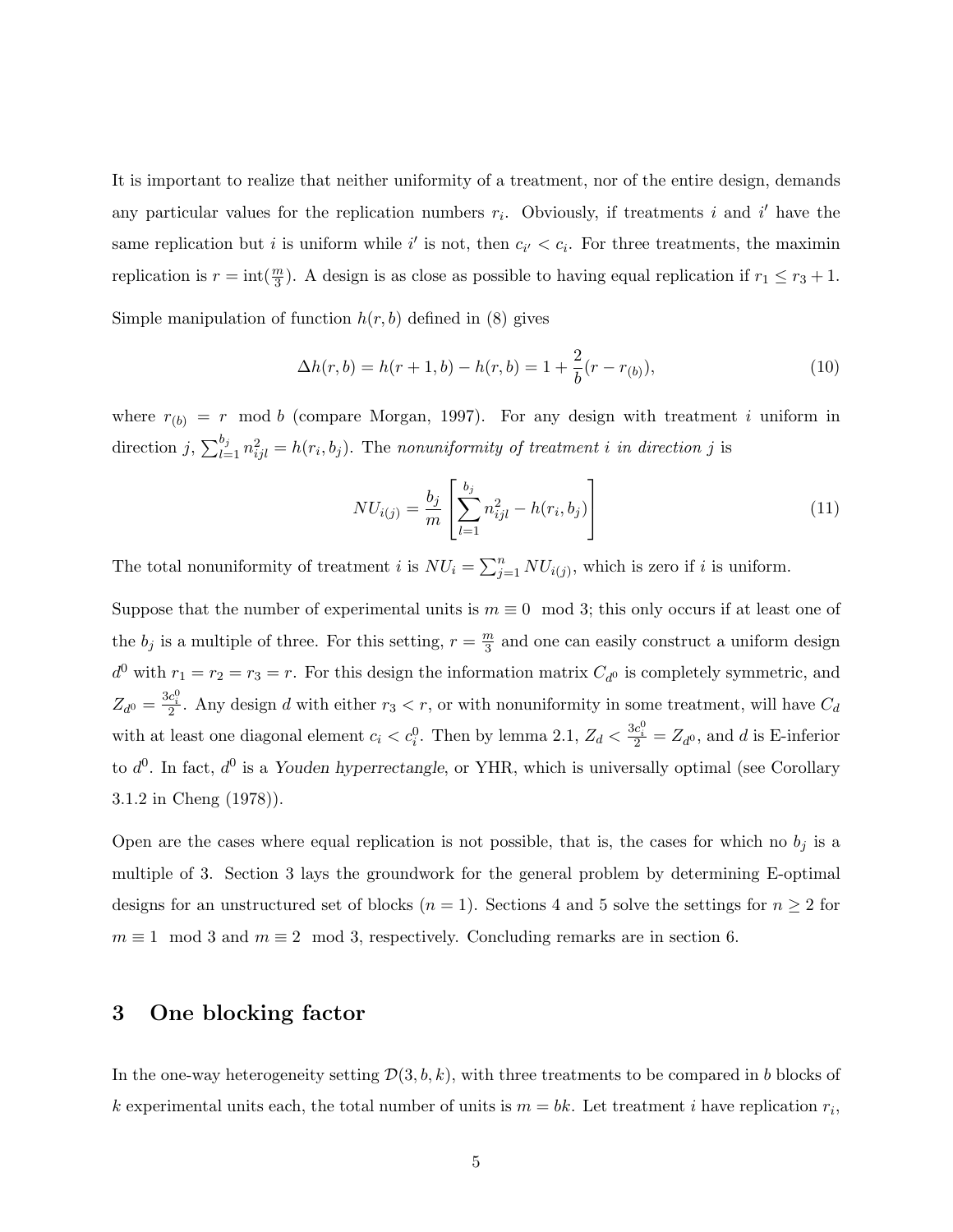It is important to realize that neither uniformity of a treatment, nor of the entire design, demands any particular values for the replication numbers $r_i$. Obviously, if treatments $i$ and $i'$ have the same replication but $i$ is uniform while $i'$ is not, then $c_{i'} < c_i$. For three treatments, the maximin replication is $r = \text{int}(\frac{m}{3})$. A design is as close as possible to having equal replication if $r_1 \leq r_3 + 1$.

Simple manipulation of function $h(r, b)$ defined in (8) gives

$$\Delta h(r, b) = h(r+1, b) - h(r, b) = 1 + \frac{2}{b}(r - r_{(b)}), \tag{10}$$

where $r_{(b)} = r \mod b$ (compare Morgan, 1997). For any design with treatment $i$ uniform in direction $j$, $\sum_{l=1}^{b_j} n_{ijl}^2 = h(r_i, b_j)$. The *nonuniformity of treatment $i$ in direction $j$* is

$$NU_{i(j)} = \frac{b_j}{m} \left[ \sum_{l=1}^{b_j} n_{ijl}^2 - h(r_i, b_j) \right] \tag{11}$$

The total nonuniformity of treatment $i$ is $NU_i = \sum_{j=1}^{n} NU_{i(j)}$, which is zero if $i$ is uniform.

Suppose that the number of experimental units is $m \equiv 0 \mod 3$; this only occurs if at least one of the $b_j$ is a multiple of three. For this setting, $r = \frac{m}{3}$ and one can easily construct a uniform design $d^0$ with $r_1 = r_2 = r_3 = r$. For this design the information matrix $C_{d^0}$ is completely symmetric, and $Z_{d^0} = \frac{3c_i^0}{2}$. Any design $d$ with either $r_3 < r$, or with nonuniformity in some treatment, will have $C_d$ with at least one diagonal element $c_i < c_i^0$. Then by lemma 2.1, $Z_d < \frac{3c_i^0}{2} = Z_{d^0}$, and $d$ is E-inferior to $d^0$. In fact, $d^0$ is a *Youden hyperrectangle*, or YHR, which is universally optimal (see Corollary 3.1.2 in Cheng (1978)).

Open are the cases where equal replication is not possible, that is, the cases for which no $b_j$ is a multiple of 3. Section 3 lays the groundwork for the general problem by determining E-optimal designs for an unstructured set of blocks ($n = 1$). Sections 4 and 5 solve the settings for $n \geq 2$ for $m \equiv 1 \mod 3$ and $m \equiv 2 \mod 3$, respectively. Concluding remarks are in section 6.

## 3 One blocking factor

In the one-way heterogeneity setting $\mathcal{D}(3, b, k)$, with three treatments to be compared in $b$ blocks of $k$ experimental units each, the total number of units is $m = bk$. Let treatment $i$ have replication $r_i$,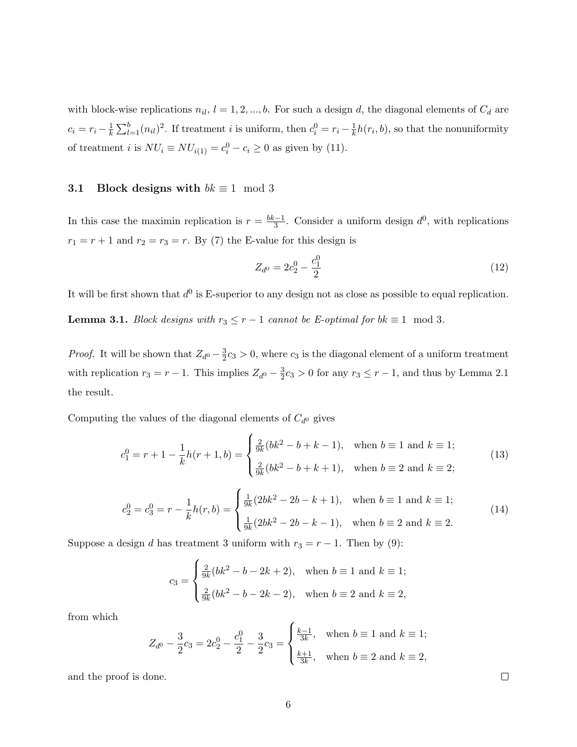with block-wise replications $n_{il}$, $l = 1, 2, ..., b$. For such a design $d$, the diagonal elements of $C_d$ are $c_i = r_i - \frac{1}{k}\sum_{l=1}^{b}(n_{il})^2$. If treatment $i$ is uniform, then $c_i^0 = r_i - \frac{1}{k}h(r_i, b)$, so that the nonuniformity of treatment $i$ is $NU_i \equiv NU_{i(1)} = c_i^0 - c_i \geq 0$ as given by (11).

### 3.1 Block designs with $bk \equiv 1 \mod 3$

In this case the maximin replication is $r = \frac{bk-1}{3}$. Consider a uniform design $d^0$, with replications $r_1 = r + 1$ and $r_2 = r_3 = r$. By (7) the E-value for this design is

$$Z_{d^0} = 2c_2^0 - \frac{c_1^0}{2} \tag{12}$$

It will be first shown that $d^0$ is E-superior to any design not as close as possible to equal replication.

**Lemma 3.1.** *Block designs with $r_3 \leq r - 1$ cannot be E-optimal for $bk \equiv 1 \mod 3$.*

*Proof.* It will be shown that $Z_{d^0} - \frac{3}{2}c_3 > 0$, where $c_3$ is the diagonal element of a uniform treatment with replication $r_3 = r - 1$. This implies $Z_{d^0} - \frac{3}{2}c_3 > 0$ for any $r_3 \leq r - 1$, and thus by Lemma 2.1 the result.

Computing the values of the diagonal elements of $C_{d^0}$ gives

$$c_1^0 = r + 1 - \frac{1}{k}h(r+1, b) = \begin{cases} \frac{2}{9k}(bk^2 - b + k - 1), & \text{when } b \equiv 1 \text{ and } k \equiv 1; \\ \frac{2}{9k}(bk^2 - b + k + 1), & \text{when } b \equiv 2 \text{ and } k \equiv 2; \end{cases} \tag{13}$$

$$c_2^0 = c_3^0 = r - \frac{1}{k}h(r, b) = \begin{cases} \frac{1}{9k}(2bk^2 - 2b - k + 1), & \text{when } b \equiv 1 \text{ and } k \equiv 1; \\ \frac{1}{9k}(2bk^2 - 2b - k - 1), & \text{when } b \equiv 2 \text{ and } k \equiv 2. \end{cases} \tag{14}$$

Suppose a design $d$ has treatment 3 uniform with $r_3 = r - 1$. Then by (9):

$$c_3 = \begin{cases} \frac{2}{9k}(bk^2 - b - 2k + 2), & \text{when } b \equiv 1 \text{ and } k \equiv 1; \\ \frac{2}{9k}(bk^2 - b - 2k - 2), & \text{when } b \equiv 2 \text{ and } k \equiv 2, \end{cases}$$

from which

$$Z_{d^0} - \frac{3}{2}c_3 = 2c_2^0 - \frac{c_1^0}{2} - \frac{3}{2}c_3 = \begin{cases} \frac{k-1}{3k}, & \text{when } b \equiv 1 \text{ and } k \equiv 1; \\ \frac{k+1}{3k}, & \text{when } b \equiv 2 \text{ and } k \equiv 2, \end{cases}$$

and the proof is done. $\square$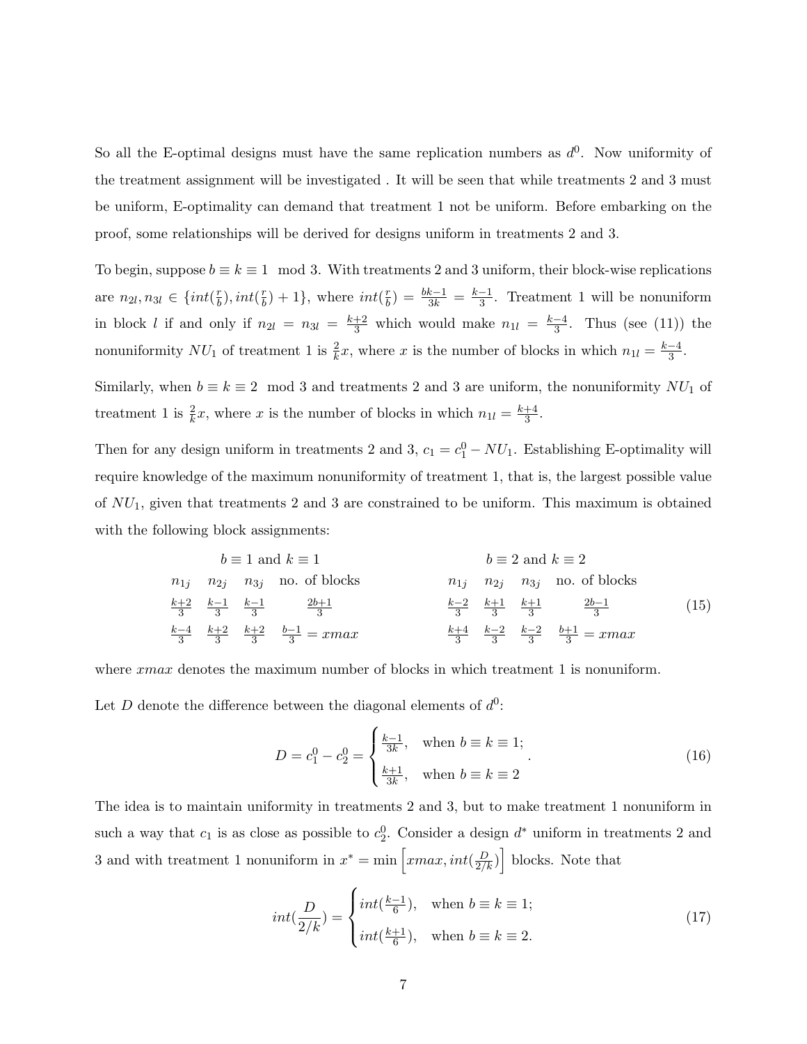So all the E-optimal designs must have the same replication numbers as $d^0$. Now uniformity of the treatment assignment will be investigated . It will be seen that while treatments 2 and 3 must be uniform, E-optimality can demand that treatment 1 not be uniform. Before embarking on the proof, some relationships will be derived for designs uniform in treatments 2 and 3.

To begin, suppose $b \equiv k \equiv 1 \mod 3$. With treatments 2 and 3 uniform, their block-wise replications are $n_{2l}, n_{3l} \in \{int(\frac{r}{b}), int(\frac{r}{b}) + 1\}$, where $int(\frac{r}{b}) = \frac{bk-1}{3k} = \frac{k-1}{3}$. Treatment 1 will be nonuniform in block $l$ if and only if $n_{2l} = n_{3l} = \frac{k+2}{3}$ which would make $n_{1l} = \frac{k-4}{3}$. Thus (see (11)) the nonuniformity $NU_1$ of treatment 1 is $\frac{2}{k}x$, where $x$ is the number of blocks in which $n_{1l} = \frac{k-4}{3}$.

Similarly, when $b \equiv k \equiv 2 \mod 3$ and treatments 2 and 3 are uniform, the nonuniformity $NU_1$ of treatment 1 is $\frac{2}{k}x$, where $x$ is the number of blocks in which $n_{1l} = \frac{k+4}{3}$.

Then for any design uniform in treatments 2 and 3, $c_1 = c_1^0 - NU_1$. Establishing E-optimality will require knowledge of the maximum nonuniformity of treatment 1, that is, the largest possible value of $NU_1$, given that treatments 2 and 3 are constrained to be uniform. This maximum is obtained with the following block assignments:

| $b \equiv 1$ and $k \equiv 1$ | | | | $b \equiv 2$ and $k \equiv 2$ | | | |
|---|---|---|---|---|---|---|---|
| $n_{1j}$ | $n_{2j}$ | $n_{3j}$ | no. of blocks | $n_{1j}$ | $n_{2j}$ | $n_{3j}$ | no. of blocks |
| $\frac{k+2}{3}$ | $\frac{k-1}{3}$ | $\frac{k-1}{3}$ | $\frac{2b+1}{3}$ | $\frac{k-2}{3}$ | $\frac{k+1}{3}$ | $\frac{k+1}{3}$ | $\frac{2b-1}{3}$ |
| $\frac{k-4}{3}$ | $\frac{k+2}{3}$ | $\frac{k+2}{3}$ | $\frac{b-1}{3} = xmax$ | $\frac{k+4}{3}$ | $\frac{k-2}{3}$ | $\frac{k-2}{3}$ | $\frac{b+1}{3} = xmax$ |

(15)

where $xmax$ denotes the maximum number of blocks in which treatment 1 is nonuniform.

Let $D$ denote the difference between the diagonal elements of $d^0$:

$$D = c_1^0 - c_2^0 = \begin{cases} \frac{k-1}{3k}, & \text{when } b \equiv k \equiv 1; \\ \frac{k+1}{3k}, & \text{when } b \equiv k \equiv 2 \end{cases}. \tag{16}$$

The idea is to maintain uniformity in treatments 2 and 3, but to make treatment 1 nonuniform in such a way that $c_1$ is as close as possible to $c_2^0$. Consider a design $d^*$ uniform in treatments 2 and 3 and with treatment 1 nonuniform in $x^* = \min\left[xmax, int(\frac{D}{2/k})\right]$ blocks. Note that

$$int(\frac{D}{2/k}) = \begin{cases} int(\frac{k-1}{6}), & \text{when } b \equiv k \equiv 1; \\ int(\frac{k+1}{6}), & \text{when } b \equiv k \equiv 2. \end{cases} \tag{17}$$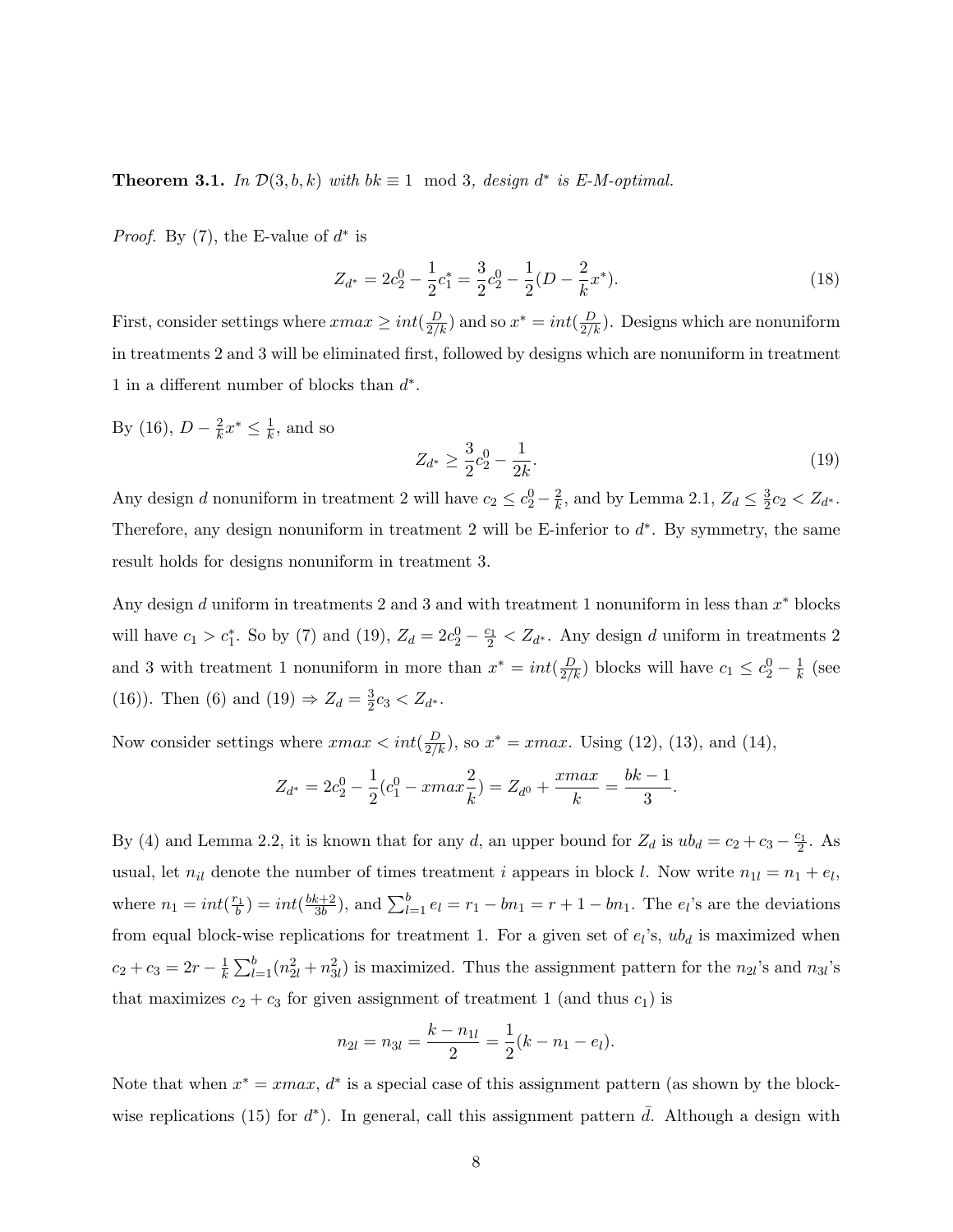**Theorem 3.1.** *In $\mathcal{D}(3, b, k)$ with $bk \equiv 1 \mod 3$, design $d^*$ is E-M-optimal.*

*Proof.* By (7), the E-value of $d^*$ is

$$Z_{d^*} = 2c_2^0 - \frac{1}{2}c_1^* = \frac{3}{2}c_2^0 - \frac{1}{2}(D - \frac{2}{k}x^*). \tag{18}$$

First, consider settings where $xmax \geq int(\frac{D}{2/k})$ and so $x^* = int(\frac{D}{2/k})$. Designs which are nonuniform in treatments 2 and 3 will be eliminated first, followed by designs which are nonuniform in treatment 1 in a different number of blocks than $d^*$.

By (16), $D - \frac{2}{k}x^* \leq \frac{1}{k}$, and so

$$Z_{d^*} \geq \frac{3}{2}c_2^0 - \frac{1}{2k}. \tag{19}$$

Any design $d$ nonuniform in treatment 2 will have $c_2 \leq c_2^0 - \frac{2}{k}$, and by Lemma 2.1, $Z_d \leq \frac{3}{2}c_2 < Z_{d^*}$. Therefore, any design nonuniform in treatment 2 will be E-inferior to $d^*$. By symmetry, the same result holds for designs nonuniform in treatment 3.

Any design $d$ uniform in treatments 2 and 3 and with treatment 1 nonuniform in less than $x^*$ blocks will have $c_1 > c_1^*$. So by (7) and (19), $Z_d = 2c_2^0 - \frac{c_1}{2} < Z_{d^*}$. Any design $d$ uniform in treatments 2 and 3 with treatment 1 nonuniform in more than $x^* = int(\frac{D}{2/k})$ blocks will have $c_1 \leq c_2^0 - \frac{1}{k}$ (see (16)). Then (6) and (19) $\Rightarrow Z_d = \frac{3}{2}c_3 < Z_{d^*}$.

Now consider settings where $xmax < int(\frac{D}{2/k})$, so $x^* = xmax$. Using (12), (13), and (14),

$$Z_{d^*} = 2c_2^0 - \frac{1}{2}(c_1^0 - xmax\frac{2}{k}) = Z_{d^0} + \frac{xmax}{k} = \frac{bk-1}{3}.$$

By (4) and Lemma 2.2, it is known that for any $d$, an upper bound for $Z_d$ is $ub_d = c_2 + c_3 - \frac{c_1}{2}$. As usual, let $n_{il}$ denote the number of times treatment $i$ appears in block $l$. Now write $n_{1l} = n_1 + e_l$, where $n_1 = int(\frac{r_1}{b}) = int(\frac{bk+2}{3b})$, and $\sum_{l=1}^{b} e_l = r_1 - bn_1 = r + 1 - bn_1$. The $e_l$'s are the deviations from equal block-wise replications for treatment 1. For a given set of $e_l$'s, $ub_d$ is maximized when $c_2 + c_3 = 2r - \frac{1}{k}\sum_{l=1}^{b}(n_{2l}^2 + n_{3l}^2)$ is maximized. Thus the assignment pattern for the $n_{2l}$'s and $n_{3l}$'s that maximizes $c_2 + c_3$ for given assignment of treatment 1 (and thus $c_1$) is

$$n_{2l} = n_{3l} = \frac{k - n_{1l}}{2} = \frac{1}{2}(k - n_1 - e_l).$$

Note that when $x^* = xmax$, $d^*$ is a special case of this assignment pattern (as shown by the block-wise replications (15) for $d^*$). In general, call this assignment pattern $\bar{d}$. Although a design with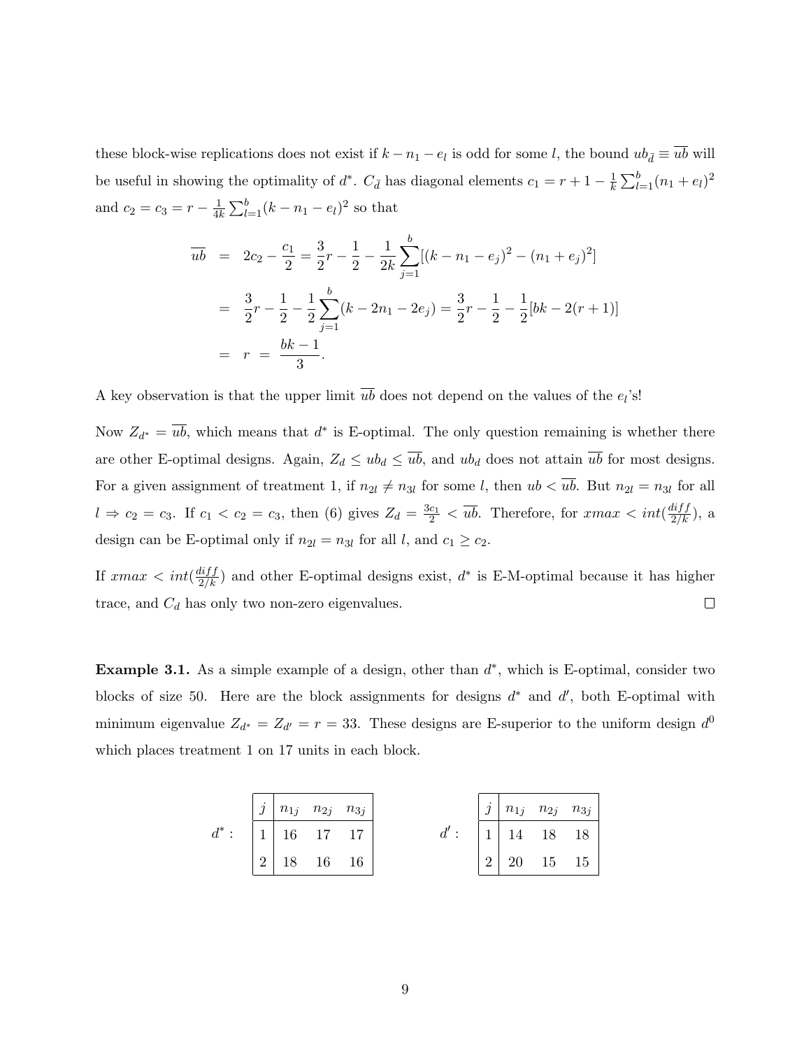these block-wise replications does not exist if $k - n_1 - e_l$ is odd for some $l$, the bound $ub_{\bar{d}} \equiv \overline{ub}$ will be useful in showing the optimality of $d^*$. $C_{\bar{d}}$ has diagonal elements $c_1 = r + 1 - \frac{1}{k}\sum_{l=1}^{b}(n_1 + e_l)^2$ and $c_2 = c_3 = r - \frac{1}{4k}\sum_{l=1}^{b}(k - n_1 - e_l)^2$ so that

$$
\begin{aligned}
\overline{ub} &= 2c_2 - \frac{c_1}{2} = \frac{3}{2}r - \frac{1}{2} - \frac{1}{2k}\sum_{j=1}^{b}[(k - n_1 - e_j)^2 - (n_1 + e_j)^2] \\
&= \frac{3}{2}r - \frac{1}{2} - \frac{1}{2}\sum_{j=1}^{b}(k - 2n_1 - 2e_j) = \frac{3}{2}r - \frac{1}{2} - \frac{1}{2}[bk - 2(r+1)] \\
&= r \ = \ \frac{bk-1}{3}.
\end{aligned}
$$

A key observation is that the upper limit $\overline{ub}$ does not depend on the values of the $e_l$'s!

Now $Z_{d^*} = \overline{ub}$, which means that $d^*$ is E-optimal. The only question remaining is whether there are other E-optimal designs. Again, $Z_d \leq ub_d \leq \overline{ub}$, and $ub_d$ does not attain $\overline{ub}$ for most designs. For a given assignment of treatment 1, if $n_{2l} \neq n_{3l}$ for some $l$, then $ub < \overline{ub}$. But $n_{2l} = n_{3l}$ for all $l \Rightarrow c_2 = c_3$. If $c_1 < c_2 = c_3$, then (6) gives $Z_d = \frac{3c_1}{2} < \overline{ub}$. Therefore, for $xmax < int(\frac{diff}{2/k})$, a design can be E-optimal only if $n_{2l} = n_{3l}$ for all $l$, and $c_1 \geq c_2$.

If $xmax < int(\frac{diff}{2/k})$ and other E-optimal designs exist, $d^*$ is E-M-optimal because it has higher trace, and $C_d$ has only two non-zero eigenvalues. □

**Example 3.1.** As a simple example of a design, other than $d^*$, which is E-optimal, consider two blocks of size 50. Here are the block assignments for designs $d^*$ and $d'$, both E-optimal with minimum eigenvalue $Z_{d^*} = Z_{d'} = r = 33$. These designs are E-superior to the uniform design $d^0$ which places treatment 1 on 17 units in each block.

$d^*$:

| $j$ | $n_{1j}$ | $n_{2j}$ | $n_{3j}$ |
|---|---|---|---|
| 1 | 16 | 17 | 17 |
| 2 | 18 | 16 | 16 |

$d'$:

| $j$ | $n_{1j}$ | $n_{2j}$ | $n_{3j}$ |
|---|---|---|---|
| 1 | 14 | 18 | 18 |
| 2 | 20 | 15 | 15 |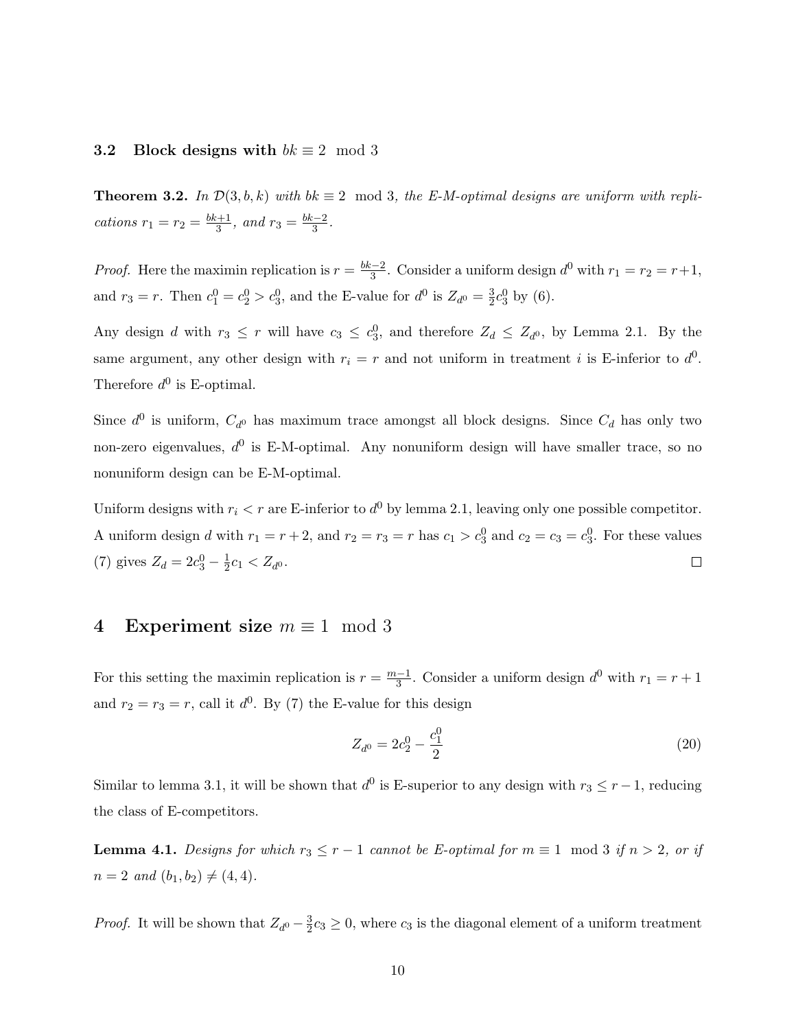### 3.2 Block designs with $bk \equiv 2 \mod 3$

**Theorem 3.2.** *In $\mathcal{D}(3, b, k)$ with $bk \equiv 2 \mod 3$, the E-M-optimal designs are uniform with replications $r_1 = r_2 = \frac{bk+1}{3}$, and $r_3 = \frac{bk-2}{3}$.*

*Proof.* Here the maximin replication is $r = \frac{bk-2}{3}$. Consider a uniform design $d^0$ with $r_1 = r_2 = r+1$, and $r_3 = r$. Then $c_1^0 = c_2^0 > c_3^0$, and the E-value for $d^0$ is $Z_{d^0} = \frac{3}{2}c_3^0$ by (6).

Any design $d$ with $r_3 \leq r$ will have $c_3 \leq c_3^0$, and therefore $Z_d \leq Z_{d^0}$, by Lemma 2.1. By the same argument, any other design with $r_i = r$ and not uniform in treatment $i$ is E-inferior to $d^0$. Therefore $d^0$ is E-optimal.

Since $d^0$ is uniform, $C_{d^0}$ has maximum trace amongst all block designs. Since $C_d$ has only two non-zero eigenvalues, $d^0$ is E-M-optimal. Any nonuniform design will have smaller trace, so no nonuniform design can be E-M-optimal.

Uniform designs with $r_i < r$ are E-inferior to $d^0$ by lemma 2.1, leaving only one possible competitor. A uniform design $d$ with $r_1 = r+2$, and $r_2 = r_3 = r$ has $c_1 > c_3^0$ and $c_2 = c_3 = c_3^0$. For these values (7) gives $Z_d = 2c_3^0 - \frac{1}{2}c_1 < Z_{d^0}$. □

# 4 Experiment size $m \equiv 1 \mod 3$

For this setting the maximin replication is $r = \frac{m-1}{3}$. Consider a uniform design $d^0$ with $r_1 = r+1$ and $r_2 = r_3 = r$, call it $d^0$. By (7) the E-value for this design

$$Z_{d^0} = 2c_2^0 - \frac{c_1^0}{2} \tag{20}$$

Similar to lemma 3.1, it will be shown that $d^0$ is E-superior to any design with $r_3 \leq r-1$, reducing the class of E-competitors.

**Lemma 4.1.** *Designs for which $r_3 \leq r-1$ cannot be E-optimal for $m \equiv 1 \mod 3$ if $n > 2$, or if $n = 2$ and $(b_1, b_2) \neq (4, 4)$.*

*Proof.* It will be shown that $Z_{d^0} - \frac{3}{2}c_3 \geq 0$, where $c_3$ is the diagonal element of a uniform treatment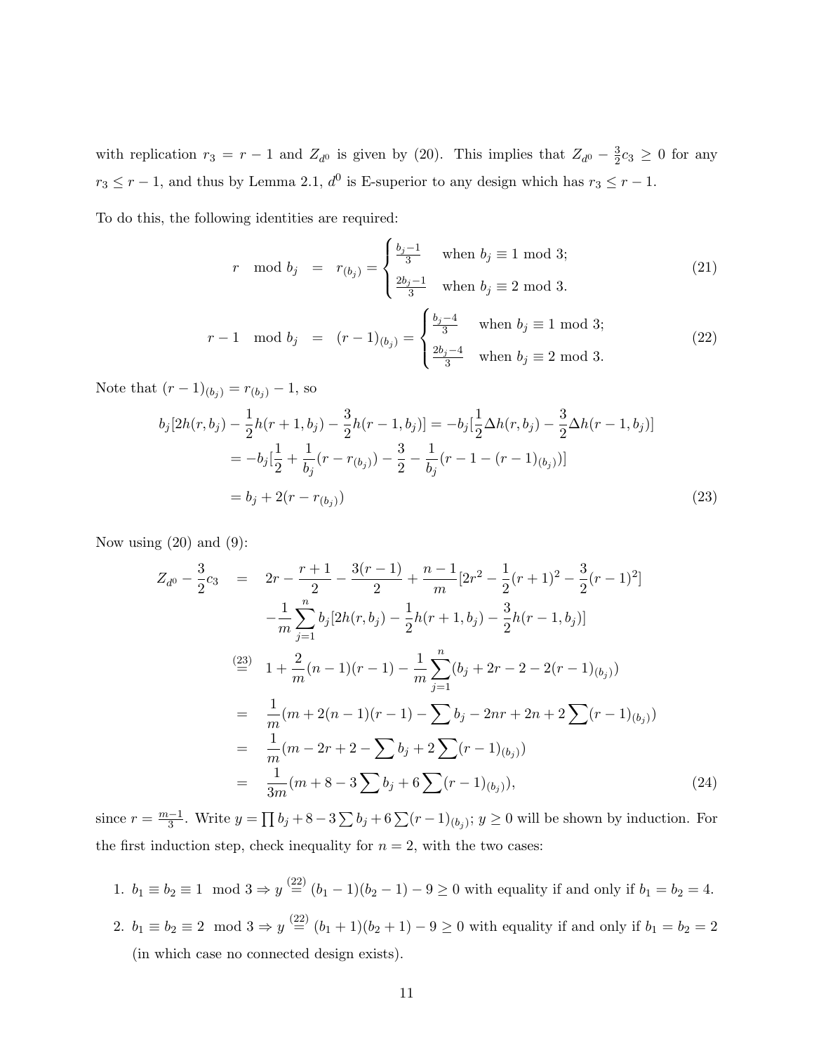with replication $r_3 = r-1$ and $Z_{d^0}$ is given by (20). This implies that $Z_{d^0} - \frac{3}{2}c_3 \geq 0$ for any $r_3 \leq r-1$, and thus by Lemma 2.1, $d^0$ is E-superior to any design which has $r_3 \leq r-1$.

To do this, the following identities are required:

$$r \mod b_j \;=\; r_{(b_j)} = \begin{cases} \frac{b_j-1}{3} & \text{when } b_j \equiv 1 \bmod 3; \\ \frac{2b_j-1}{3} & \text{when } b_j \equiv 2 \bmod 3. \end{cases} \tag{21}$$

$$r-1 \mod b_j \;=\; (r-1)_{(b_j)} = \begin{cases} \frac{b_j-4}{3} & \text{when } b_j \equiv 1 \bmod 3; \\ \frac{2b_j-4}{3} & \text{when } b_j \equiv 2 \bmod 3. \end{cases} \tag{22}$$

Note that $(r-1)_{(b_j)} = r_{(b_j)} - 1$, so

$$\begin{aligned} b_j[2h(r,b_j) - \frac{1}{2}h(r+1,b_j) - \frac{3}{2}h(r-1,b_j)] &= -b_j[\frac{1}{2}\Delta h(r,b_j) - \frac{3}{2}\Delta h(r-1,b_j)] \\ &= -b_j[\frac{1}{2} + \frac{1}{b_j}(r - r_{(b_j)}) - \frac{3}{2} - \frac{1}{b_j}(r-1-(r-1)_{(b_j)})] \\ &= b_j + 2(r - r_{(b_j)}) \end{aligned} \tag{23}$$

Now using (20) and (9):

$$\begin{aligned} Z_{d^0} - \frac{3}{2}c_3 &= 2r - \frac{r+1}{2} - \frac{3(r-1)}{2} + \frac{n-1}{m}[2r^2 - \frac{1}{2}(r+1)^2 - \frac{3}{2}(r-1)^2] \\ &\quad - \frac{1}{m}\sum_{j=1}^{n} b_j[2h(r,b_j) - \frac{1}{2}h(r+1,b_j) - \frac{3}{2}h(r-1,b_j)] \\ &\overset{(23)}{=} 1 + \frac{2}{m}(n-1)(r-1) - \frac{1}{m}\sum_{j=1}^{n}(b_j + 2r - 2 - 2(r-1)_{(b_j)}) \\ &= \frac{1}{m}(m + 2(n-1)(r-1) - \sum b_j - 2nr + 2n + 2\sum (r-1)_{(b_j)}) \\ &= \frac{1}{m}(m - 2r + 2 - \sum b_j + 2\sum (r-1)_{(b_j)}) \\ &= \frac{1}{3m}(m + 8 - 3\sum b_j + 6\sum (r-1)_{(b_j)}), \end{aligned} \tag{24}$$

since $r = \frac{m-1}{3}$. Write $y = \prod b_j + 8 - 3\sum b_j + 6\sum (r-1)_{(b_j)}$; $y \geq 0$ will be shown by induction. For the first induction step, check inequality for $n = 2$, with the two cases:

1. $b_1 \equiv b_2 \equiv 1 \mod 3 \Rightarrow y \overset{(22)}{=} (b_1 - 1)(b_2 - 1) - 9 \geq 0$ with equality if and only if $b_1 = b_2 = 4$.

2. $b_1 \equiv b_2 \equiv 2 \mod 3 \Rightarrow y \overset{(22)}{=} (b_1 + 1)(b_2 + 1) - 9 \geq 0$ with equality if and only if $b_1 = b_2 = 2$ (in which case no connected design exists).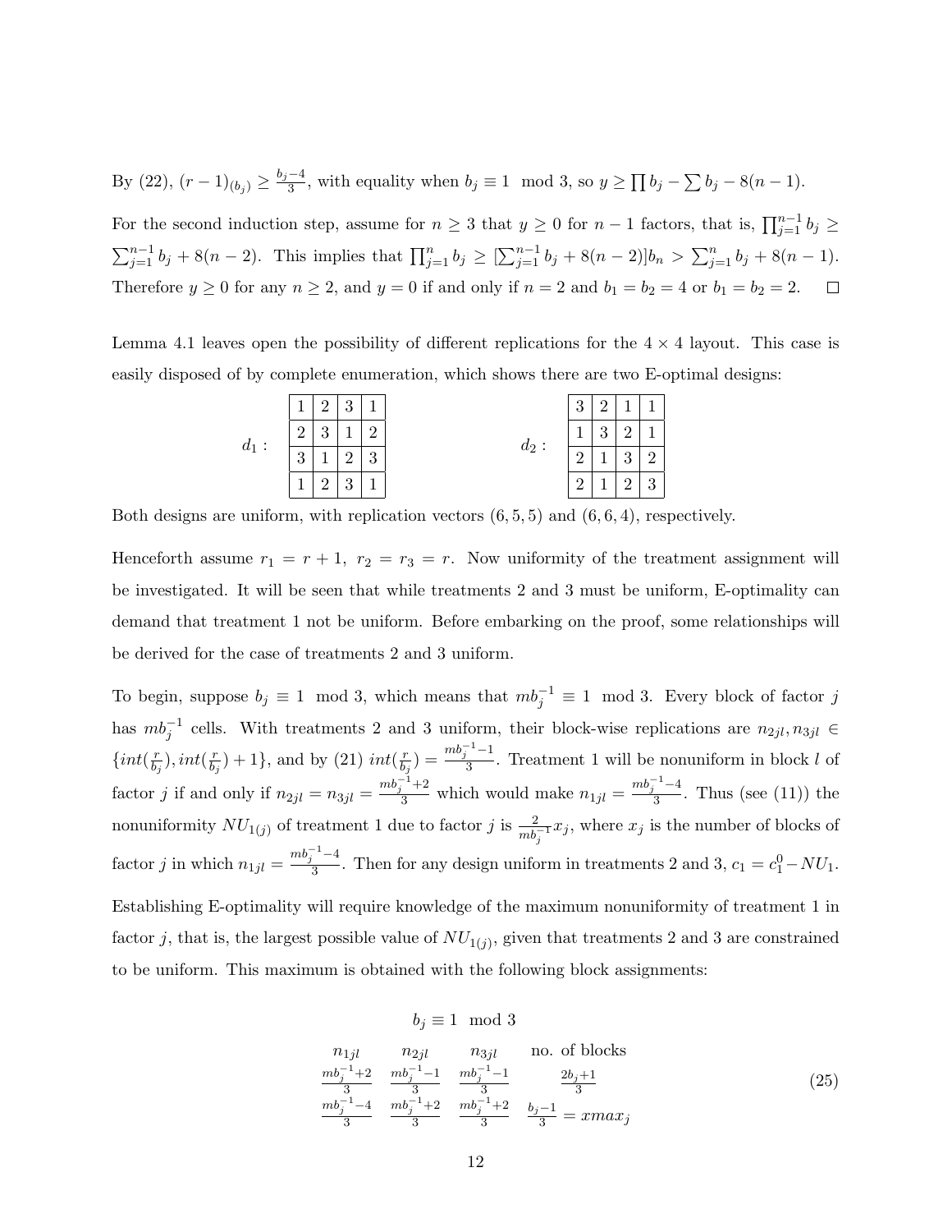By (22), $(r-1)_{(b_j)} \geq \frac{b_j-4}{3}$, with equality when $b_j \equiv 1 \mod 3$, so $y \geq \prod b_j - \sum b_j - 8(n-1)$.

For the second induction step, assume for $n \geq 3$ that $y \geq 0$ for $n-1$ factors, that is, $\prod_{j=1}^{n-1} b_j \geq \sum_{j=1}^{n-1} b_j + 8(n-2)$. This implies that $\prod_{j=1}^{n} b_j \geq [\sum_{j=1}^{n-1} b_j + 8(n-2)]b_n > \sum_{j=1}^{n} b_j + 8(n-1)$. Therefore $y \geq 0$ for any $n \geq 2$, and $y = 0$ if and only if $n = 2$ and $b_1 = b_2 = 4$ or $b_1 = b_2 = 2$. □

Lemma 4.1 leaves open the possibility of different replications for the $4 \times 4$ layout. This case is easily disposed of by complete enumeration, which shows there are two E-optimal designs:

$d_1$ :

| | | | |
|---|---|---|---|
| 1 | 2 | 3 | 1 |
| 2 | 3 | 1 | 2 |
| 3 | 1 | 2 | 3 |
| 1 | 2 | 3 | 1 |

$d_2$ :

| | | | |
|---|---|---|---|
| 3 | 2 | 1 | 1 |
| 1 | 3 | 2 | 1 |
| 2 | 1 | 3 | 2 |
| 2 | 1 | 2 | 3 |

Both designs are uniform, with replication vectors $(6, 5, 5)$ and $(6, 6, 4)$, respectively.

Henceforth assume $r_1 = r + 1$, $r_2 = r_3 = r$. Now uniformity of the treatment assignment will be investigated. It will be seen that while treatments 2 and 3 must be uniform, E-optimality can demand that treatment 1 not be uniform. Before embarking on the proof, some relationships will be derived for the case of treatments 2 and 3 uniform.

To begin, suppose $b_j \equiv 1 \mod 3$, which means that $mb_j^{-1} \equiv 1 \mod 3$. Every block of factor $j$ has $mb_j^{-1}$ cells. With treatments 2 and 3 uniform, their block-wise replications are $n_{2jl}, n_{3jl} \in \{int(\frac{r}{b_j}), int(\frac{r}{b_j}) + 1\}$, and by (21) $int(\frac{r}{b_j}) = \frac{mb_j^{-1}-1}{3}$. Treatment 1 will be nonuniform in block $l$ of factor $j$ if and only if $n_{2jl} = n_{3jl} = \frac{mb_j^{-1}+2}{3}$ which would make $n_{1jl} = \frac{mb_j^{-1}-4}{3}$. Thus (see (11)) the nonuniformity $NU_{1(j)}$ of treatment 1 due to factor $j$ is $\frac{2}{mb_j^{-1}} x_j$, where $x_j$ is the number of blocks of factor $j$ in which $n_{1jl} = \frac{mb_j^{-1}-4}{3}$. Then for any design uniform in treatments 2 and 3, $c_1 = c_1^0 - NU_1$.

Establishing E-optimality will require knowledge of the maximum nonuniformity of treatment 1 in factor $j$, that is, the largest possible value of $NU_{1(j)}$, given that treatments 2 and 3 are constrained to be uniform. This maximum is obtained with the following block assignments:

$$
\begin{array}{cccc}
\multicolumn{4}{c}{b_j \equiv 1 \mod 3} \\
n_{1jl} & n_{2jl} & n_{3jl} & \text{no. of blocks} \\
\frac{mb_j^{-1}+2}{3} & \frac{mb_j^{-1}-1}{3} & \frac{mb_j^{-1}-1}{3} & \frac{2b_j+1}{3} \\
\frac{mb_j^{-1}-4}{3} & \frac{mb_j^{-1}+2}{3} & \frac{mb_j^{-1}+2}{3} & \frac{b_j-1}{3} = xmax_j
\end{array}
\tag{25}
$$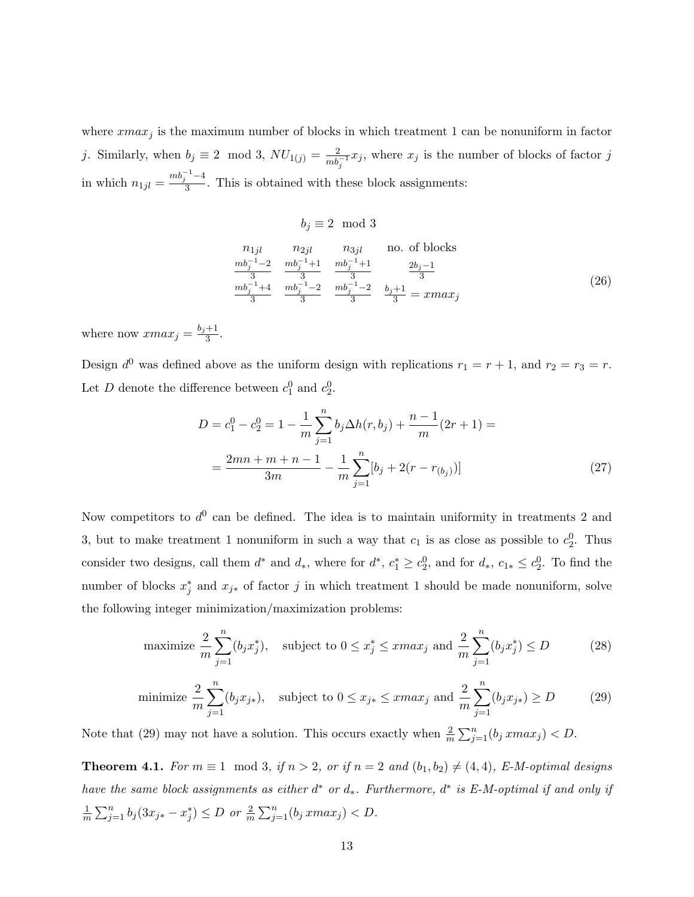where $xmax_j$ is the maximum number of blocks in which treatment 1 can be nonuniform in factor $j$. Similarly, when $b_j \equiv 2 \mod 3$, $NU_{1(j)} = \frac{2}{mb_j^{-1}} x_j$, where $x_j$ is the number of blocks of factor $j$ in which $n_{1jl} = \frac{mb_j^{-1}-4}{3}$. This is obtained with these block assignments:

$$
b_j \equiv 2 \mod 3
$$

$$
\begin{array}{cccc}
n_{1jl} & n_{2jl} & n_{3jl} & \text{no. of blocks} \\
\frac{mb_j^{-1}-2}{3} & \frac{mb_j^{-1}+1}{3} & \frac{mb_j^{-1}+1}{3} & \frac{2b_j-1}{3} \\
\frac{mb_j^{-1}+4}{3} & \frac{mb_j^{-1}-2}{3} & \frac{mb_j^{-1}-2}{3} & \frac{b_j+1}{3} = xmax_j
\end{array}
\tag{26}
$$

where now $xmax_j = \frac{b_j+1}{3}$.

Design $d^0$ was defined above as the uniform design with replications $r_1 = r+1$, and $r_2 = r_3 = r$. Let $D$ denote the difference between $c_1^0$ and $c_2^0$.

$$
\begin{aligned}
D = c_1^0 - c_2^0 &= 1 - \frac{1}{m}\sum_{j=1}^{n} b_j \Delta h(r, b_j) + \frac{n-1}{m}(2r+1) = \\
&= \frac{2mn+m+n-1}{3m} - \frac{1}{m}\sum_{j=1}^{n}[b_j + 2(r - r_{(b_j)})]
\end{aligned}
\tag{27}
$$

Now competitors to $d^0$ can be defined. The idea is to maintain uniformity in treatments 2 and 3, but to make treatment 1 nonuniform in such a way that $c_1$ is as close as possible to $c_2^0$. Thus consider two designs, call them $d^*$ and $d_*$, where for $d^*$, $c_1^* \geq c_2^0$, and for $d_*$, $c_{1*} \leq c_2^0$. To find the number of blocks $x_j^*$ and $x_{j*}$ of factor $j$ in which treatment 1 should be made nonuniform, solve the following integer minimization/maximization problems:

$$
\text{maximize } \frac{2}{m}\sum_{j=1}^{n}(b_j x_j^*), \quad \text{subject to } 0 \leq x_j^* \leq xmax_j \text{ and } \frac{2}{m}\sum_{j=1}^{n}(b_j x_j^*) \leq D \tag{28}
$$

$$
\text{minimize } \frac{2}{m}\sum_{j=1}^{n}(b_j x_{j*}), \quad \text{subject to } 0 \leq x_{j*} \leq xmax_j \text{ and } \frac{2}{m}\sum_{j=1}^{n}(b_j x_{j*}) \geq D \tag{29}
$$

Note that (29) may not have a solution. This occurs exactly when $\frac{2}{m}\sum_{j=1}^{n}(b_j\, xmax_j) < D$.

**Theorem 4.1.** *For $m \equiv 1 \mod 3$, if $n > 2$, or if $n = 2$ and $(b_1, b_2) \neq (4, 4)$, E-M-optimal designs have the same block assignments as either $d^*$ or $d_*$. Furthermore, $d^*$ is E-M-optimal if and only if $\frac{1}{m}\sum_{j=1}^{n} b_j(3x_{j*} - x_j^*) \leq D$ or $\frac{2}{m}\sum_{j=1}^{n}(b_j\, xmax_j) < D$.*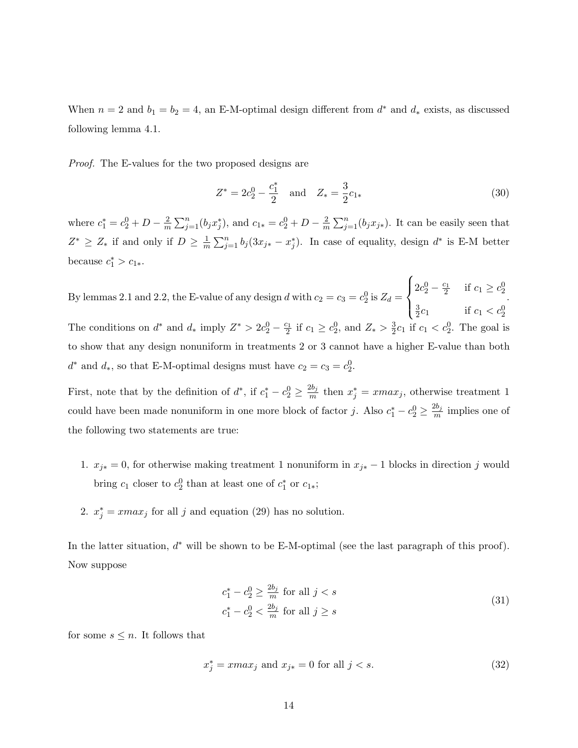When $n = 2$ and $b_1 = b_2 = 4$, an E-M-optimal design different from $d^*$ and $d_*$ exists, as discussed following lemma 4.1.

*Proof.* The E-values for the two proposed designs are

$$Z^* = 2c_2^0 - \frac{c_1^*}{2} \quad \text{and} \quad Z_* = \frac{3}{2}c_{1*} \tag{30}$$

where $c_1^* = c_2^0 + D - \frac{2}{m}\sum_{j=1}^n (b_j x_j^*)$, and $c_{1*} = c_2^0 + D - \frac{2}{m}\sum_{j=1}^n (b_j x_{j*})$. It can be easily seen that $Z^* \geq Z_*$ if and only if $D \geq \frac{1}{m}\sum_{j=1}^n b_j(3x_{j*} - x_j^*)$. In case of equality, design $d^*$ is E-M better because $c_1^* > c_{1*}$.

By lemmas 2.1 and 2.2, the E-value of any design $d$ with $c_2 = c_3 = c_2^0$ is $Z_d = \begin{cases} 2c_2^0 - \frac{c_1}{2} & \text{if } c_1 \geq c_2^0 \\ \frac{3}{2}c_1 & \text{if } c_1 < c_2^0 \end{cases}$.
The conditions on $d^*$ and $d_*$ imply $Z^* > 2c_2^0 - \frac{c_1}{2}$ if $c_1 \geq c_2^0$, and $Z_* > \frac{3}{2}c_1$ if $c_1 < c_2^0$. The goal is to show that any design nonuniform in treatments 2 or 3 cannot have a higher E-value than both $d^*$ and $d_*$, so that E-M-optimal designs must have $c_2 = c_3 = c_2^0$.

First, note that by the definition of $d^*$, if $c_1^* - c_2^0 \geq \frac{2b_j}{m}$ then $x_j^* = xmax_j$, otherwise treatment 1 could have been made nonuniform in one more block of factor $j$. Also $c_1^* - c_2^0 \geq \frac{2b_j}{m}$ implies one of the following two statements are true:

1. $x_{j*} = 0$, for otherwise making treatment 1 nonuniform in $x_{j*} - 1$ blocks in direction $j$ would bring $c_1$ closer to $c_2^0$ than at least one of $c_1^*$ or $c_{1*}$;

2. $x_j^* = xmax_j$ for all $j$ and equation (29) has no solution.

In the latter situation, $d^*$ will be shown to be E-M-optimal (see the last paragraph of this proof). Now suppose

$$\begin{aligned} c_1^* - c_2^0 &\geq \tfrac{2b_j}{m} \text{ for all } j < s \\ c_1^* - c_2^0 &< \tfrac{2b_j}{m} \text{ for all } j \geq s \end{aligned} \tag{31}$$

for some $s \leq n$. It follows that

$$x_j^* = xmax_j \text{ and } x_{j*} = 0 \text{ for all } j < s. \tag{32}$$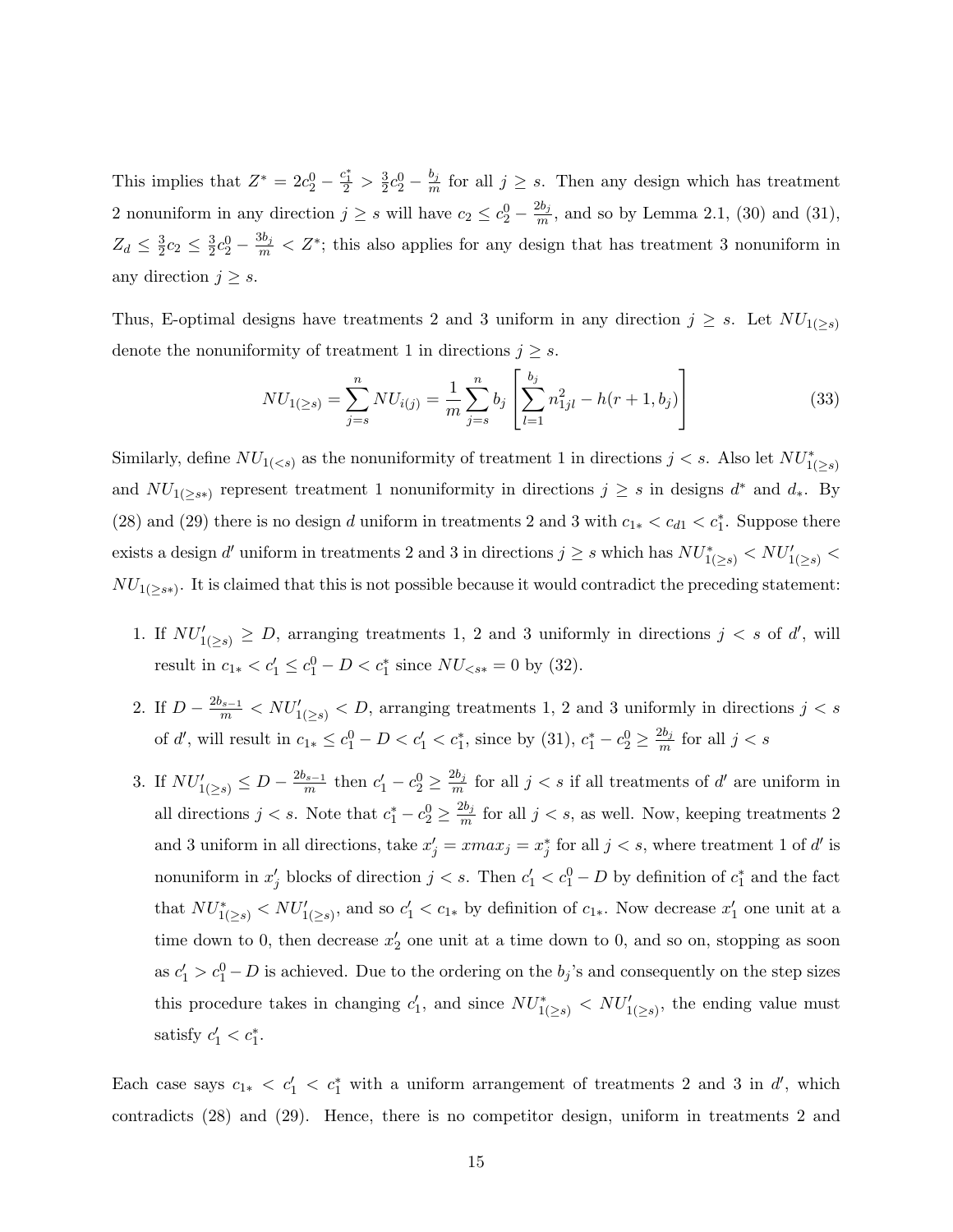This implies that $Z^* = 2c_2^0 - \frac{c_1^*}{2} > \frac{3}{2}c_2^0 - \frac{b_j}{m}$ for all $j \geq s$. Then any design which has treatment 2 nonuniform in any direction $j \geq s$ will have $c_2 \leq c_2^0 - \frac{2b_j}{m}$, and so by Lemma 2.1, (30) and (31), $Z_d \leq \frac{3}{2}c_2 \leq \frac{3}{2}c_2^0 - \frac{3b_j}{m} < Z^*$; this also applies for any design that has treatment 3 nonuniform in any direction $j \geq s$.

Thus, E-optimal designs have treatments 2 and 3 uniform in any direction $j \geq s$. Let $NU_{1(\geq s)}$ denote the nonuniformity of treatment 1 in directions $j \geq s$.

$$NU_{1(\geq s)} = \sum_{j=s}^{n} NU_{i(j)} = \frac{1}{m}\sum_{j=s}^{n} b_j \left[\sum_{l=1}^{b_j} n_{1jl}^2 - h(r+1, b_j)\right] \tag{33}$$

Similarly, define $NU_{1(<s)}$ as the nonuniformity of treatment 1 in directions $j < s$. Also let $NU^*_{1(\geq s)}$ and $NU_{1(\geq s*)}$ represent treatment 1 nonuniformity in directions $j \geq s$ in designs $d^*$ and $d_*$. By (28) and (29) there is no design $d$ uniform in treatments 2 and 3 with $c_{1*} < c_{d1} < c_1^*$. Suppose there exists a design $d'$ uniform in treatments 2 and 3 in directions $j \geq s$ which has $NU^*_{1(\geq s)} < NU'_{1(\geq s)} < NU_{1(\geq s*)}$. It is claimed that this is not possible because it would contradict the preceding statement:

1. If $NU'_{1(\geq s)} \geq D$, arranging treatments 1, 2 and 3 uniformly in directions $j < s$ of $d'$, will result in $c_{1*} < c_1' \leq c_1^0 - D < c_1^*$ since $NU_{<s*} = 0$ by (32).

2. If $D - \frac{2b_{s-1}}{m} < NU'_{1(\geq s)} < D$, arranging treatments 1, 2 and 3 uniformly in directions $j < s$ of $d'$, will result in $c_{1*} \leq c_1^0 - D < c_1' < c_1^*$, since by (31), $c_1^* - c_2^0 \geq \frac{2b_j}{m}$ for all $j < s$

3. If $NU'_{1(\geq s)} \leq D - \frac{2b_{s-1}}{m}$ then $c_1' - c_2^0 \geq \frac{2b_j}{m}$ for all $j < s$ if all treatments of $d'$ are uniform in all directions $j < s$. Note that $c_1^* - c_2^0 \geq \frac{2b_j}{m}$ for all $j < s$, as well. Now, keeping treatments 2 and 3 uniform in all directions, take $x_j' = xmax_j = x_j^*$ for all $j < s$, where treatment 1 of $d'$ is nonuniform in $x_j'$ blocks of direction $j < s$. Then $c_1' < c_1^0 - D$ by definition of $c_1^*$ and the fact that $NU^*_{1(\geq s)} < NU'_{1(\geq s)}$, and so $c_1' < c_{1*}$ by definition of $c_{1*}$. Now decrease $x_1'$ one unit at a time down to 0, then decrease $x_2'$ one unit at a time down to 0, and so on, stopping as soon as $c_1' > c_1^0 - D$ is achieved. Due to the ordering on the $b_j$'s and consequently on the step sizes this procedure takes in changing $c_1'$, and since $NU^*_{1(\geq s)} < NU'_{1(\geq s)}$, the ending value must satisfy $c_1' < c_1^*$.

Each case says $c_{1*} < c_1' < c_1^*$ with a uniform arrangement of treatments 2 and 3 in $d'$, which contradicts (28) and (29). Hence, there is no competitor design, uniform in treatments 2 and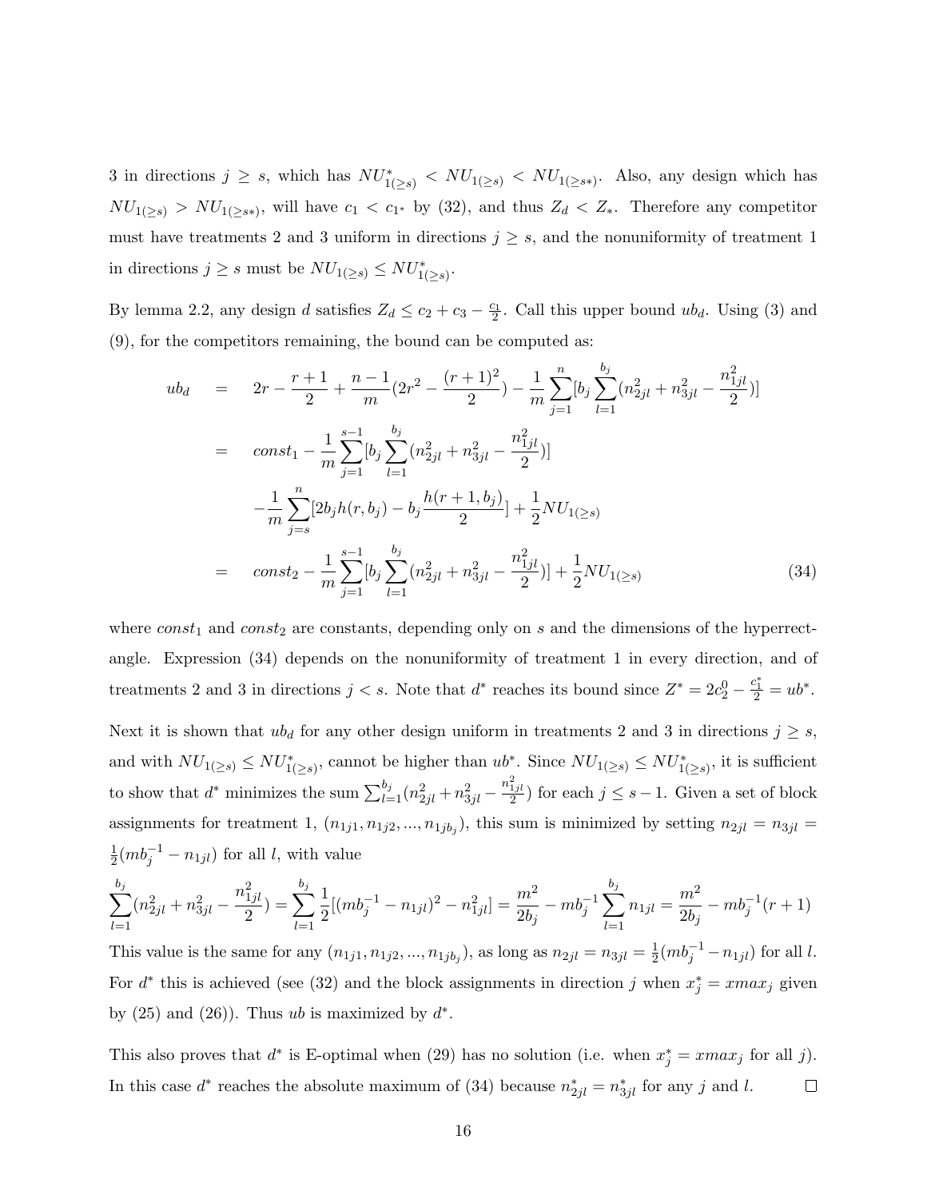3 in directions $j \geq s$, which has $NU^*_{1(\geq s)} < NU_{1(\geq s)} < NU_{1(\geq s*)}$. Also, any design which has $NU_{1(\geq s)} > NU_{1(\geq s*)}$, will have $c_1 < c_{1^*}$ by (32), and thus $Z_d < Z_*$. Therefore any competitor must have treatments 2 and 3 uniform in directions $j \geq s$, and the nonuniformity of treatment 1 in directions $j \geq s$ must be $NU_{1(\geq s)} \leq NU^*_{1(\geq s)}$.

By lemma 2.2, any design $d$ satisfies $Z_d \leq c_2 + c_3 - \frac{c_1}{2}$. Call this upper bound $ub_d$. Using (3) and (9), for the competitors remaining, the bound can be computed as:

$$
\begin{aligned}
ub_d &= 2r - \frac{r+1}{2} + \frac{n-1}{m}\left(2r^2 - \frac{(r+1)^2}{2}\right) - \frac{1}{m}\sum_{j=1}^{n}\left[b_j \sum_{l=1}^{b_j}\left(n_{2jl}^2 + n_{3jl}^2 - \frac{n_{1jl}^2}{2}\right)\right] \\
&= const_1 - \frac{1}{m}\sum_{j=1}^{s-1}\left[b_j \sum_{l=1}^{b_j}\left(n_{2jl}^2 + n_{3jl}^2 - \frac{n_{1jl}^2}{2}\right)\right] \\
&\quad - \frac{1}{m}\sum_{j=s}^{n}\left[2b_j h(r, b_j) - b_j \frac{h(r+1, b_j)}{2}\right] + \frac{1}{2}NU_{1(\geq s)} \\
&= const_2 - \frac{1}{m}\sum_{j=1}^{s-1}\left[b_j \sum_{l=1}^{b_j}\left(n_{2jl}^2 + n_{3jl}^2 - \frac{n_{1jl}^2}{2}\right)\right] + \frac{1}{2}NU_{1(\geq s)} \qquad (34)
\end{aligned}
$$

where $const_1$ and $const_2$ are constants, depending only on $s$ and the dimensions of the hyperrectangle. Expression (34) depends on the nonuniformity of treatment 1 in every direction, and of treatments 2 and 3 in directions $j < s$. Note that $d^*$ reaches its bound since $Z^* = 2c_2^0 - \frac{c_1^*}{2} = ub^*$.

Next it is shown that $ub_d$ for any other design uniform in treatments 2 and 3 in directions $j \geq s$, and with $NU_{1(\geq s)} \leq NU^*_{1(\geq s)}$, cannot be higher than $ub^*$. Since $NU_{1(\geq s)} \leq NU^*_{1(\geq s)}$, it is sufficient to show that $d^*$ minimizes the sum $\sum_{l=1}^{b_j}(n_{2jl}^2 + n_{3jl}^2 - \frac{n_{1jl}^2}{2})$ for each $j \leq s-1$. Given a set of block assignments for treatment 1, $(n_{1j1}, n_{1j2}, ..., n_{1jb_j})$, this sum is minimized by setting $n_{2jl} = n_{3jl} = \frac{1}{2}(mb_j^{-1} - n_{1jl})$ for all $l$, with value

$$
\sum_{l=1}^{b_j}\left(n_{2jl}^2 + n_{3jl}^2 - \frac{n_{1jl}^2}{2}\right) = \sum_{l=1}^{b_j}\frac{1}{2}\left[(mb_j^{-1} - n_{1jl})^2 - n_{1jl}^2\right] = \frac{m^2}{2b_j} - mb_j^{-1}\sum_{l=1}^{b_j} n_{1jl} = \frac{m^2}{2b_j} - mb_j^{-1}(r+1)
$$

This value is the same for any $(n_{1j1}, n_{1j2}, ..., n_{1jb_j})$, as long as $n_{2jl} = n_{3jl} = \frac{1}{2}(mb_j^{-1} - n_{1jl})$ for all $l$. For $d^*$ this is achieved (see (32) and the block assignments in direction $j$ when $x_j^* = xmax_j$ given by (25) and (26)). Thus $ub$ is maximized by $d^*$.

This also proves that $d^*$ is E-optimal when (29) has no solution (i.e. when $x_j^* = xmax_j$ for all $j$). In this case $d^*$ reaches the absolute maximum of (34) because $n_{2jl}^* = n_{3jl}^*$ for any $j$ and $l$. $\square$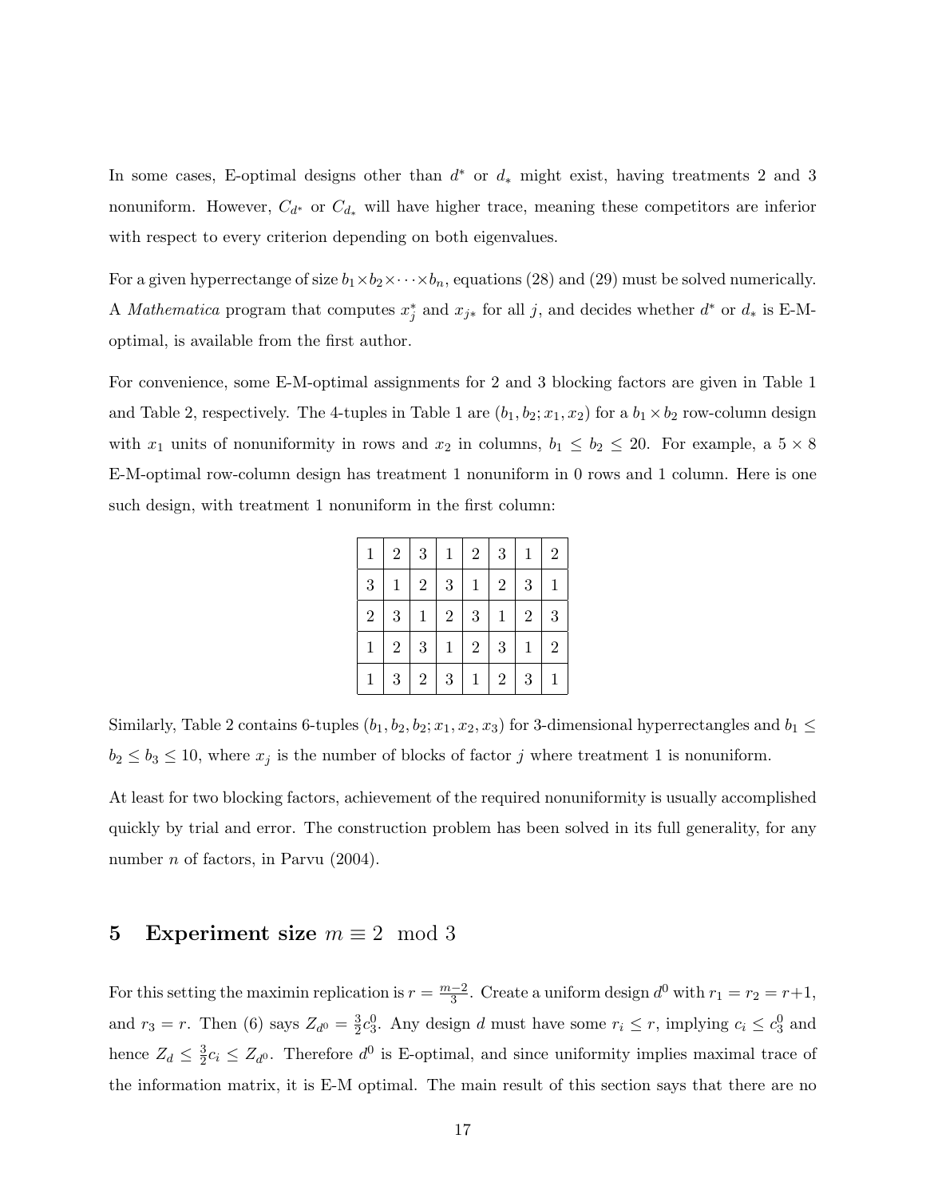In some cases, E-optimal designs other than $d^*$ or $d_*$ might exist, having treatments 2 and 3 nonuniform. However, $C_{d^*}$ or $C_{d_*}$ will have higher trace, meaning these competitors are inferior with respect to every criterion depending on both eigenvalues.

For a given hyperrectange of size $b_1 \times b_2 \times \cdots \times b_n$, equations (28) and (29) must be solved numerically. A *Mathematica* program that computes $x_j^*$ and $x_{j*}$ for all $j$, and decides whether $d^*$ or $d_*$ is E-M-optimal, is available from the first author.

For convenience, some E-M-optimal assignments for 2 and 3 blocking factors are given in Table 1 and Table 2, respectively. The 4-tuples in Table 1 are $(b_1, b_2; x_1, x_2)$ for a $b_1 \times b_2$ row-column design with $x_1$ units of nonuniformity in rows and $x_2$ in columns, $b_1 \leq b_2 \leq 20$. For example, a $5 \times 8$ E-M-optimal row-column design has treatment 1 nonuniform in 0 rows and 1 column. Here is one such design, with treatment 1 nonuniform in the first column:

| | | | | | | | |
|---|---|---|---|---|---|---|---|
| 1 | 2 | 3 | 1 | 2 | 3 | 1 | 2 |
| 3 | 1 | 2 | 3 | 1 | 2 | 3 | 1 |
| 2 | 3 | 1 | 2 | 3 | 1 | 2 | 3 |
| 1 | 2 | 3 | 1 | 2 | 3 | 1 | 2 |
| 1 | 3 | 2 | 3 | 1 | 2 | 3 | 1 |

Similarly, Table 2 contains 6-tuples $(b_1, b_2, b_2; x_1, x_2, x_3)$ for 3-dimensional hyperrectangles and $b_1 \leq b_2 \leq b_3 \leq 10$, where $x_j$ is the number of blocks of factor $j$ where treatment 1 is nonuniform.

At least for two blocking factors, achievement of the required nonuniformity is usually accomplished quickly by trial and error. The construction problem has been solved in its full generality, for any number $n$ of factors, in Parvu (2004).

## 5 Experiment size $m \equiv 2 \mod 3$

For this setting the maximin replication is $r = \frac{m-2}{3}$. Create a uniform design $d^0$ with $r_1 = r_2 = r+1$, and $r_3 = r$. Then (6) says $Z_{d^0} = \frac{3}{2}c_3^0$. Any design $d$ must have some $r_i \leq r$, implying $c_i \leq c_3^0$ and hence $Z_d \leq \frac{3}{2}c_i \leq Z_{d^0}$. Therefore $d^0$ is E-optimal, and since uniformity implies maximal trace of the information matrix, it is E-M optimal. The main result of this section says that there are no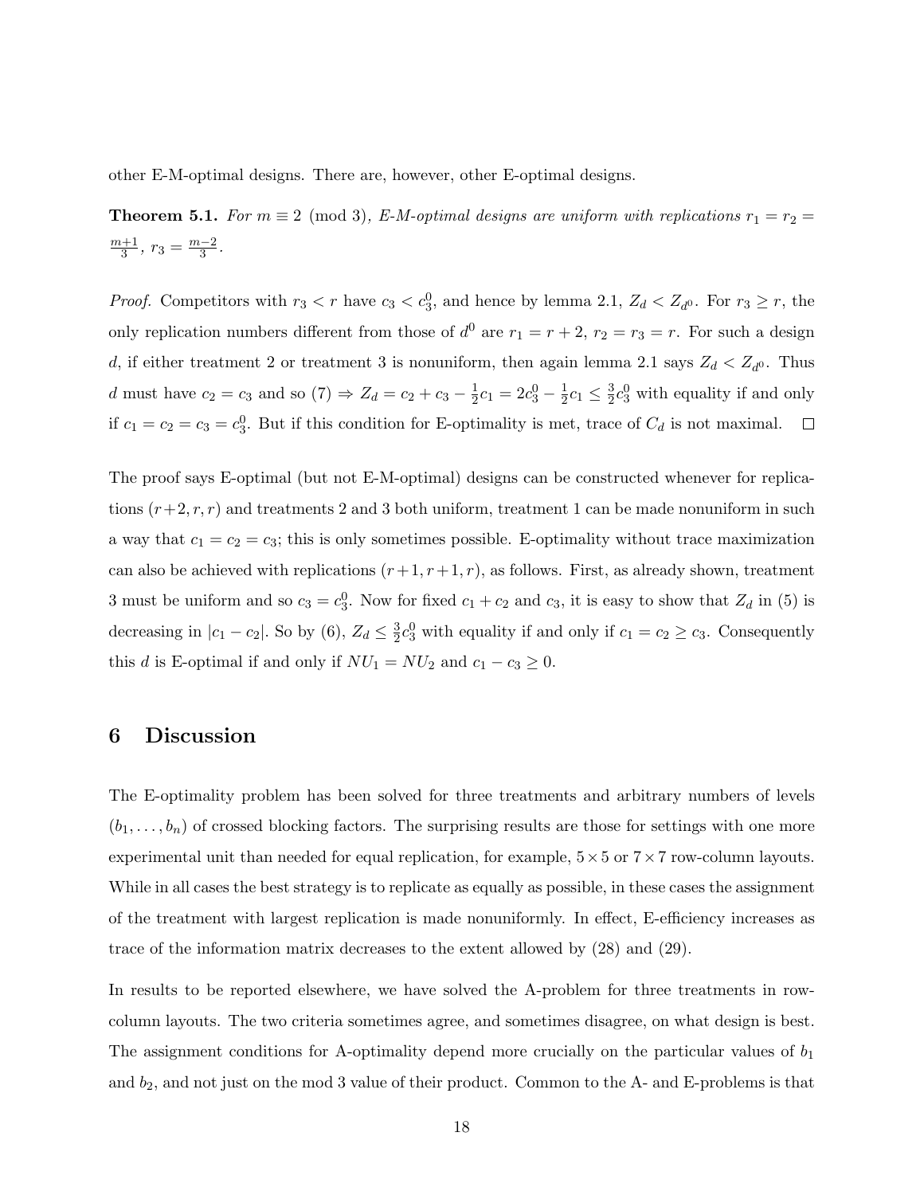other E-M-optimal designs. There are, however, other E-optimal designs.

**Theorem 5.1.** *For $m \equiv 2 \pmod 3$, E-M-optimal designs are uniform with replications $r_1 = r_2 = \frac{m+1}{3}$, $r_3 = \frac{m-2}{3}$.*

*Proof.* Competitors with $r_3 < r$ have $c_3 < c_3^0$, and hence by lemma 2.1, $Z_d < Z_{d^0}$. For $r_3 \geq r$, the only replication numbers different from those of $d^0$ are $r_1 = r+2$, $r_2 = r_3 = r$. For such a design $d$, if either treatment 2 or treatment 3 is nonuniform, then again lemma 2.1 says $Z_d < Z_{d^0}$. Thus $d$ must have $c_2 = c_3$ and so (7) $\Rightarrow Z_d = c_2 + c_3 - \frac{1}{2}c_1 = 2c_3^0 - \frac{1}{2}c_1 \leq \frac{3}{2}c_3^0$ with equality if and only if $c_1 = c_2 = c_3 = c_3^0$. But if this condition for E-optimality is met, trace of $C_d$ is not maximal. $\square$

The proof says E-optimal (but not E-M-optimal) designs can be constructed whenever for replications $(r+2, r, r)$ and treatments 2 and 3 both uniform, treatment 1 can be made nonuniform in such a way that $c_1 = c_2 = c_3$; this is only sometimes possible. E-optimality without trace maximization can also be achieved with replications $(r+1, r+1, r)$, as follows. First, as already shown, treatment 3 must be uniform and so $c_3 = c_3^0$. Now for fixed $c_1 + c_2$ and $c_3$, it is easy to show that $Z_d$ in (5) is decreasing in $|c_1 - c_2|$. So by (6), $Z_d \leq \frac{3}{2}c_3^0$ with equality if and only if $c_1 = c_2 \geq c_3$. Consequently this $d$ is E-optimal if and only if $NU_1 = NU_2$ and $c_1 - c_3 \geq 0$.

## 6 Discussion

The E-optimality problem has been solved for three treatments and arbitrary numbers of levels $(b_1, \ldots, b_n)$ of crossed blocking factors. The surprising results are those for settings with one more experimental unit than needed for equal replication, for example, $5 \times 5$ or $7 \times 7$ row-column layouts. While in all cases the best strategy is to replicate as equally as possible, in these cases the assignment of the treatment with largest replication is made nonuniformly. In effect, E-efficiency increases as trace of the information matrix decreases to the extent allowed by (28) and (29).

In results to be reported elsewhere, we have solved the A-problem for three treatments in row-column layouts. The two criteria sometimes agree, and sometimes disagree, on what design is best. The assignment conditions for A-optimality depend more crucially on the particular values of $b_1$ and $b_2$, and not just on the mod 3 value of their product. Common to the A- and E-problems is that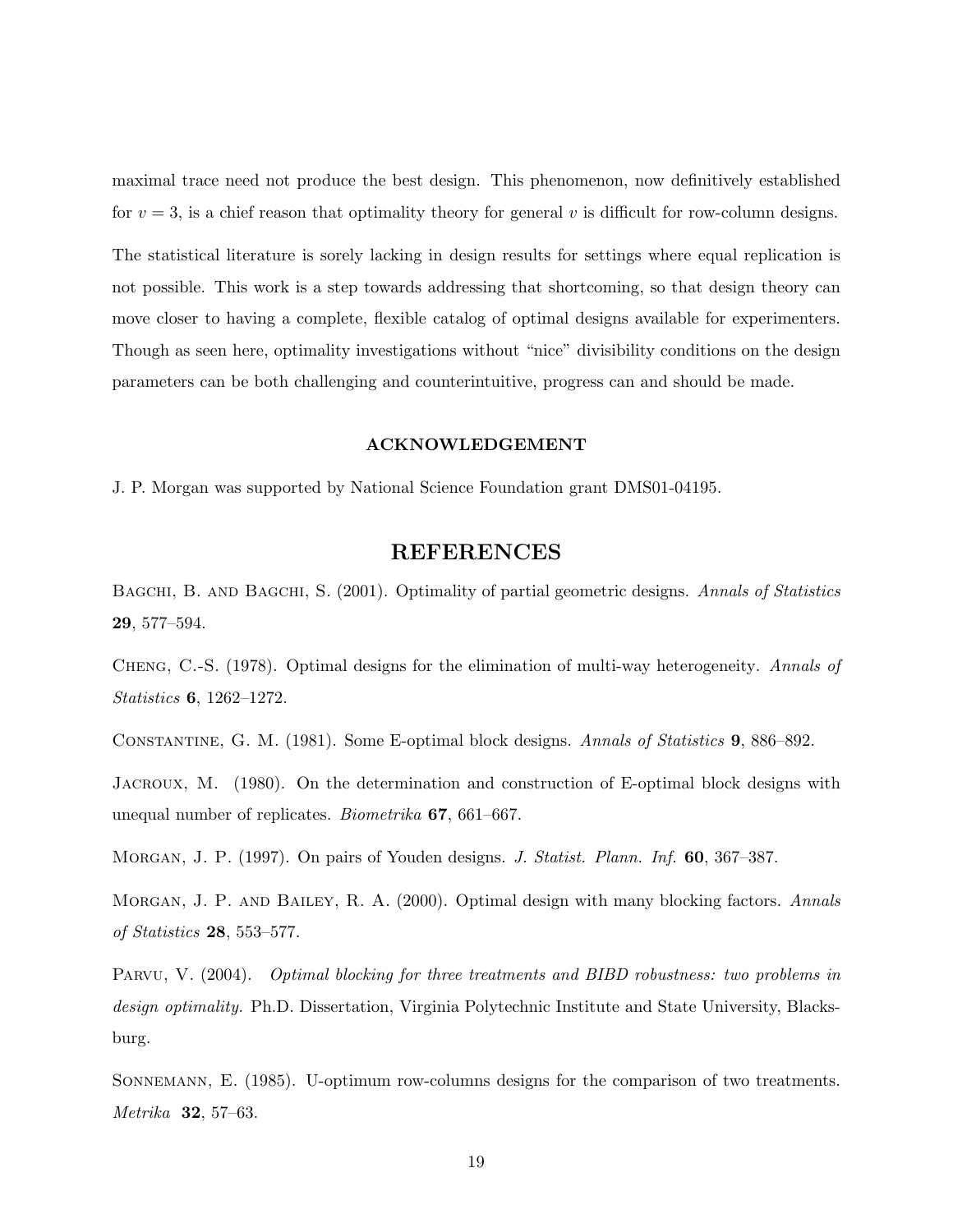maximal trace need not produce the best design. This phenomenon, now definitively established for $v = 3$, is a chief reason that optimality theory for general $v$ is difficult for row-column designs.

The statistical literature is sorely lacking in design results for settings where equal replication is not possible. This work is a step towards addressing that shortcoming, so that design theory can move closer to having a complete, flexible catalog of optimal designs available for experimenters. Though as seen here, optimality investigations without "nice" divisibility conditions on the design parameters can be both challenging and counterintuitive, progress can and should be made.

### ACKNOWLEDGEMENT

J. P. Morgan was supported by National Science Foundation grant DMS01-04195.

## REFERENCES

Bagchi, B. and Bagchi, S. (2001). Optimality of partial geometric designs. *Annals of Statistics* **29**, 577–594.

Cheng, C.-S. (1978). Optimal designs for the elimination of multi-way heterogeneity. *Annals of Statistics* **6**, 1262–1272.

Constantine, G. M. (1981). Some E-optimal block designs. *Annals of Statistics* **9**, 886–892.

Jacroux, M. (1980). On the determination and construction of E-optimal block designs with unequal number of replicates. *Biometrika* **67**, 661–667.

Morgan, J. P. (1997). On pairs of Youden designs. *J. Statist. Plann. Inf.* **60**, 367–387.

Morgan, J. P. and Bailey, R. A. (2000). Optimal design with many blocking factors. *Annals of Statistics* **28**, 553–577.

Parvu, V. (2004). *Optimal blocking for three treatments and BIBD robustness: two problems in design optimality.* Ph.D. Dissertation, Virginia Polytechnic Institute and State University, Blacksburg.

Sonnemann, E. (1985). U-optimum row-columns designs for the comparison of two treatments. *Metrika* **32**, 57–63.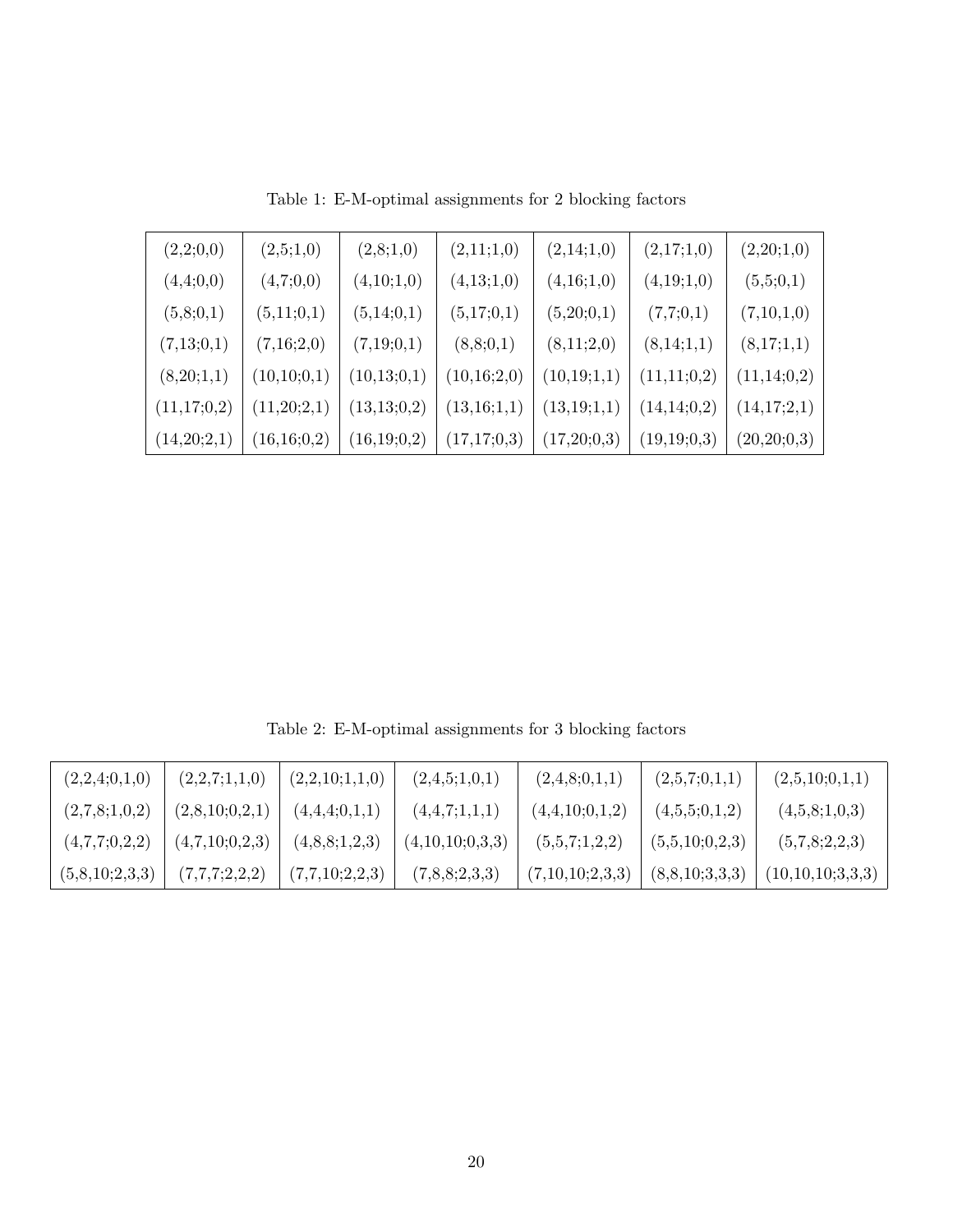Table 1: E-M-optimal assignments for 2 blocking factors

| | | | | | | |
|---|---|---|---|---|---|---|
| (2,2;0,0) | (2,5;1,0) | (2,8;1,0) | (2,11;1,0) | (2,14;1,0) | (2,17;1,0) | (2,20;1,0) |
| (4,4;0,0) | (4,7;0,0) | (4,10;1,0) | (4,13;1,0) | (4,16;1,0) | (4,19;1,0) | (5,5;0,1) |
| (5,8;0,1) | (5,11;0,1) | (5,14;0,1) | (5,17;0,1) | (5,20;0,1) | (7,7;0,1) | (7,10,1,0) |
| (7,13;0,1) | (7,16;2,0) | (7,19;0,1) | (8,8;0,1) | (8,11;2,0) | (8,14;1,1) | (8,17;1,1) |
| (8,20;1,1) | (10,10;0,1) | (10,13;0,1) | (10,16;2,0) | (10,19;1,1) | (11,11;0,2) | (11,14;0,2) |
| (11,17;0,2) | (11,20;2,1) | (13,13;0,2) | (13,16;1,1) | (13,19;1,1) | (14,14;0,2) | (14,17;2,1) |
| (14,20;2,1) | (16,16;0,2) | (16,19;0,2) | (17,17;0,3) | (17,20;0,3) | (19,19;0,3) | (20,20;0,3) |

Table 2: E-M-optimal assignments for 3 blocking factors

| | | | | | | |
|---|---|---|---|---|---|---|
| (2,2,4;0,1,0) | (2,2,7;1,1,0) | (2,2,10;1,1,0) | (2,4,5;1,0,1) | (2,4,8;0,1,1) | (2,5,7;0,1,1) | (2,5,10;0,1,1) |
| (2,7,8;1,0,2) | (2,8,10;0,2,1) | (4,4,4;0,1,1) | (4,4,7;1,1,1) | (4,4,10;0,1,2) | (4,5,5;0,1,2) | (4,5,8;1,0,3) |
| (4,7,7;0,2,2) | (4,7,10;0,2,3) | (4,8,8;1,2,3) | (4,10,10;0,3,3) | (5,5,7;1,2,2) | (5,5,10;0,2,3) | (5,7,8;2,2,3) |
| (5,8,10;2,3,3) | (7,7,7;2,2,2) | (7,7,10;2,2,3) | (7,8,8;2,3,3) | (7,10,10;2,3,3) | (8,8,10;3,3,3) | (10,10,10;3,3,3) |